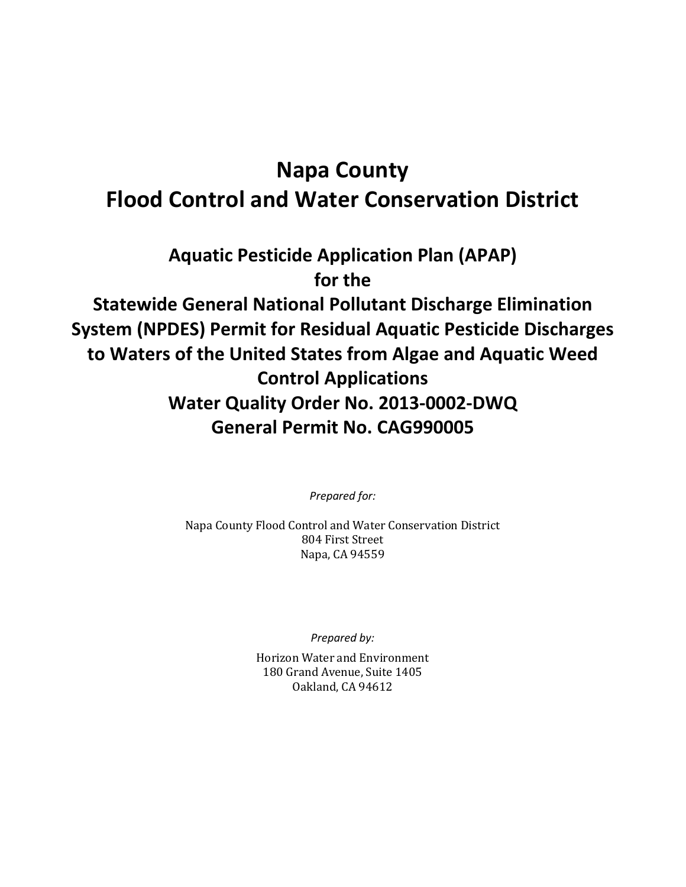# Napa County Flood Control and Water Conservation District

## Aquatic Pesticide Application Plan (APAP) for the Statewide General National Pollutant Discharge Elimination System (NPDES) Permit for Residual Aquatic Pesticide Discharges to Waters of the United States from Algae and Aquatic Weed Control Applications Water Quality Order No. 2013-0002-DWQ General Permit No. CAG990005

*Prepared for:*

Napa County Flood Control and Water Conservation District
804 First Street
Napa, CA 94559

*Prepared by:*

Horizon Water and Environment
180 Grand Avenue, Suite 1405
Oakland, CA 94612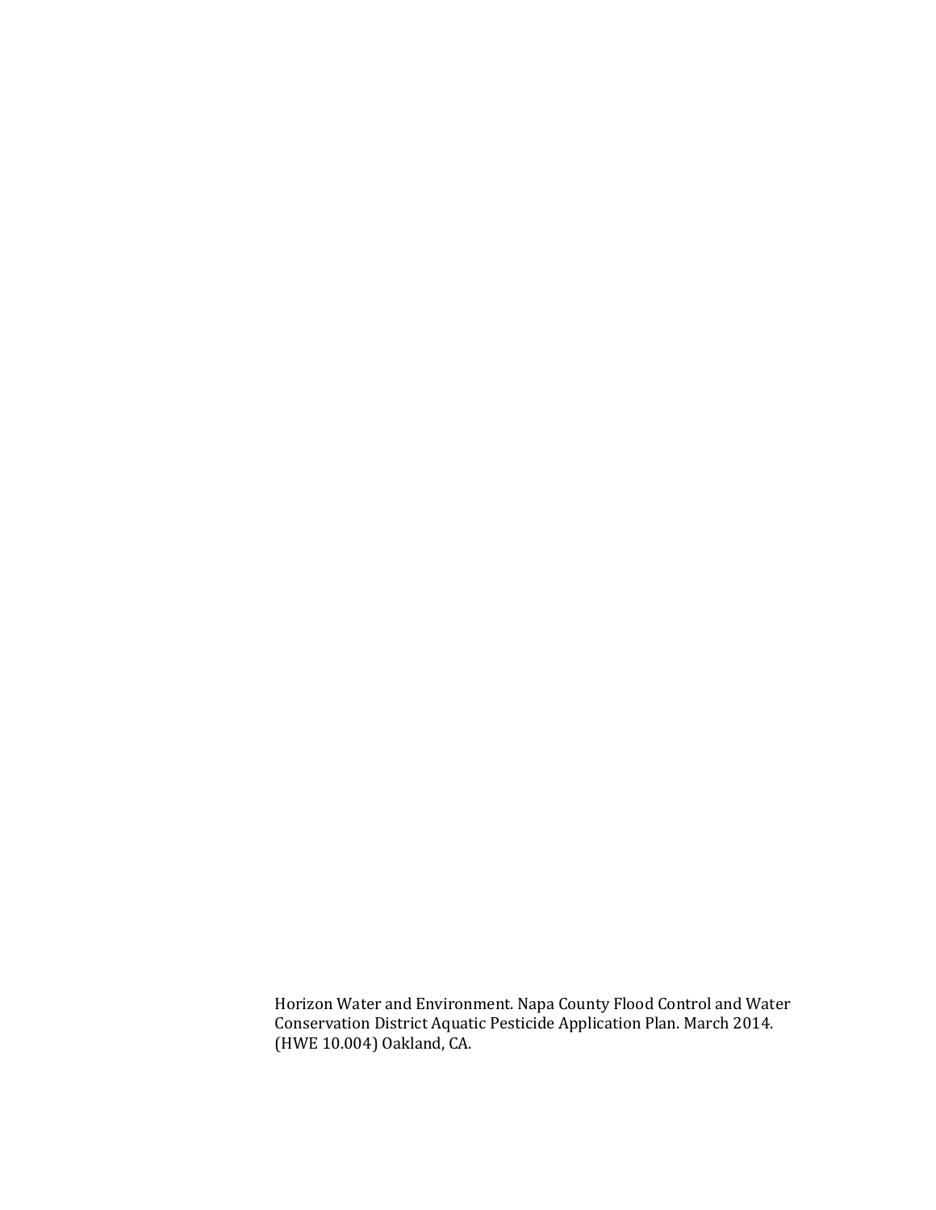Horizon Water and Environment. Napa County Flood Control and Water Conservation District Aquatic Pesticide Application Plan. March 2014. (HWE 10.004) Oakland, CA.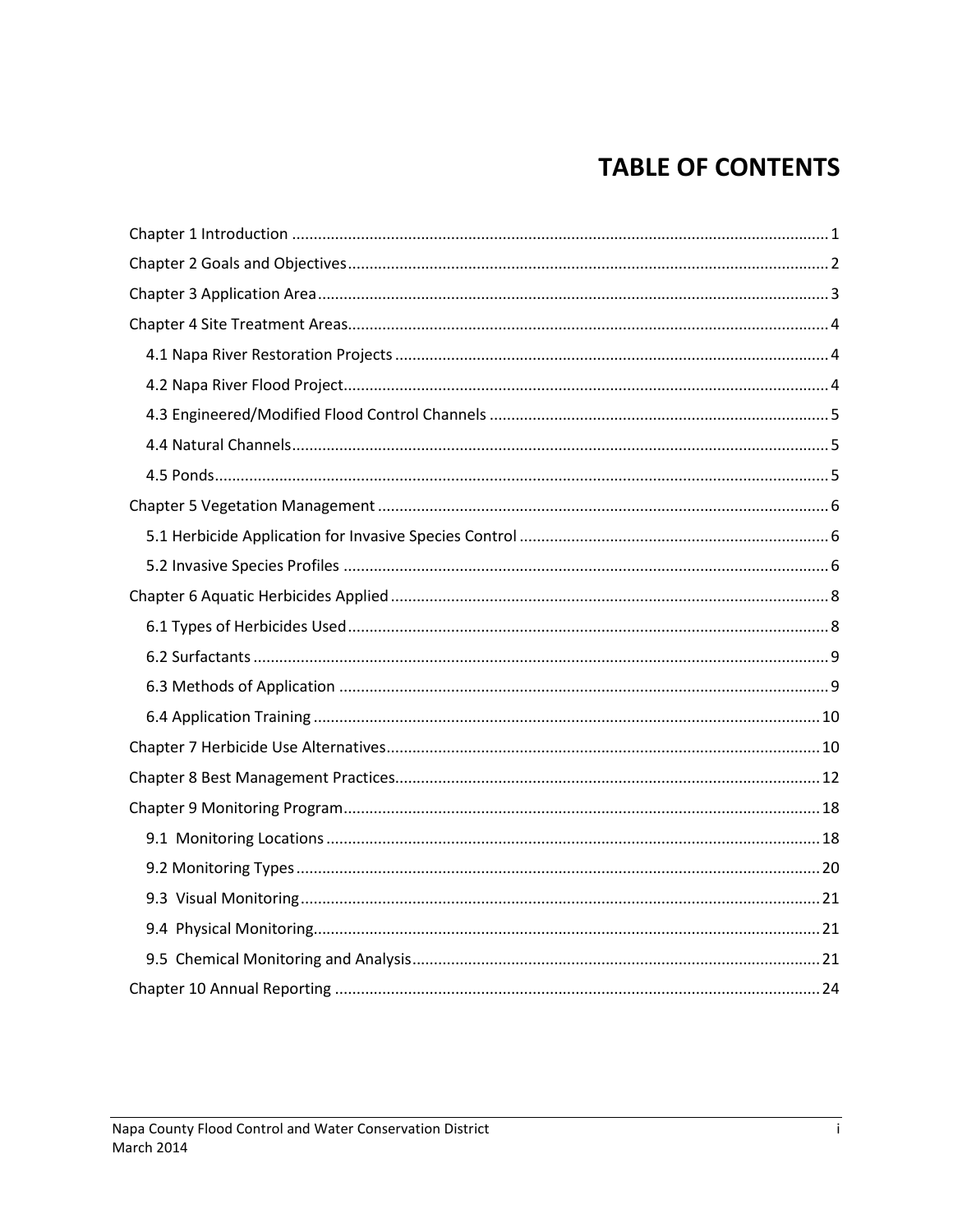# TABLE OF CONTENTS

Chapter 1 Introduction ........................................................................................................................... 1

Chapter 2 Goals and Objectives .............................................................................................................. 2

Chapter 3 Application Area ..................................................................................................................... 3

Chapter 4 Site Treatment Areas .............................................................................................................. 4

- 4.1 Napa River Restoration Projects ................................................................................................... 4
- 4.2 Napa River Flood Project ............................................................................................................... 4
- 4.3 Engineered/Modified Flood Control Channels ............................................................................. 5
- 4.4 Natural Channels ........................................................................................................................... 5
- 4.5 Ponds ............................................................................................................................................ 5

Chapter 5 Vegetation Management ........................................................................................................ 6

- 5.1 Herbicide Application for Invasive Species Control ....................................................................... 6
- 5.2 Invasive Species Profiles ............................................................................................................... 6

Chapter 6 Aquatic Herbicides Applied .................................................................................................... 8

- 6.1 Types of Herbicides Used .............................................................................................................. 8
- 6.2 Surfactants .................................................................................................................................... 9
- 6.3 Methods of Application ................................................................................................................ 9
- 6.4 Application Training .................................................................................................................... 10

Chapter 7 Herbicide Use Alternatives ................................................................................................... 10

Chapter 8 Best Management Practices.................................................................................................. 12

Chapter 9 Monitoring Program .............................................................................................................. 18

- 9.1 Monitoring Locations ................................................................................................................. 18
- 9.2 Monitoring Types ........................................................................................................................ 20
- 9.3 Visual Monitoring ....................................................................................................................... 21
- 9.4 Physical Monitoring .................................................................................................................... 21
- 9.5 Chemical Monitoring and Analysis .............................................................................................. 21

Chapter 10 Annual Reporting ................................................................................................................ 24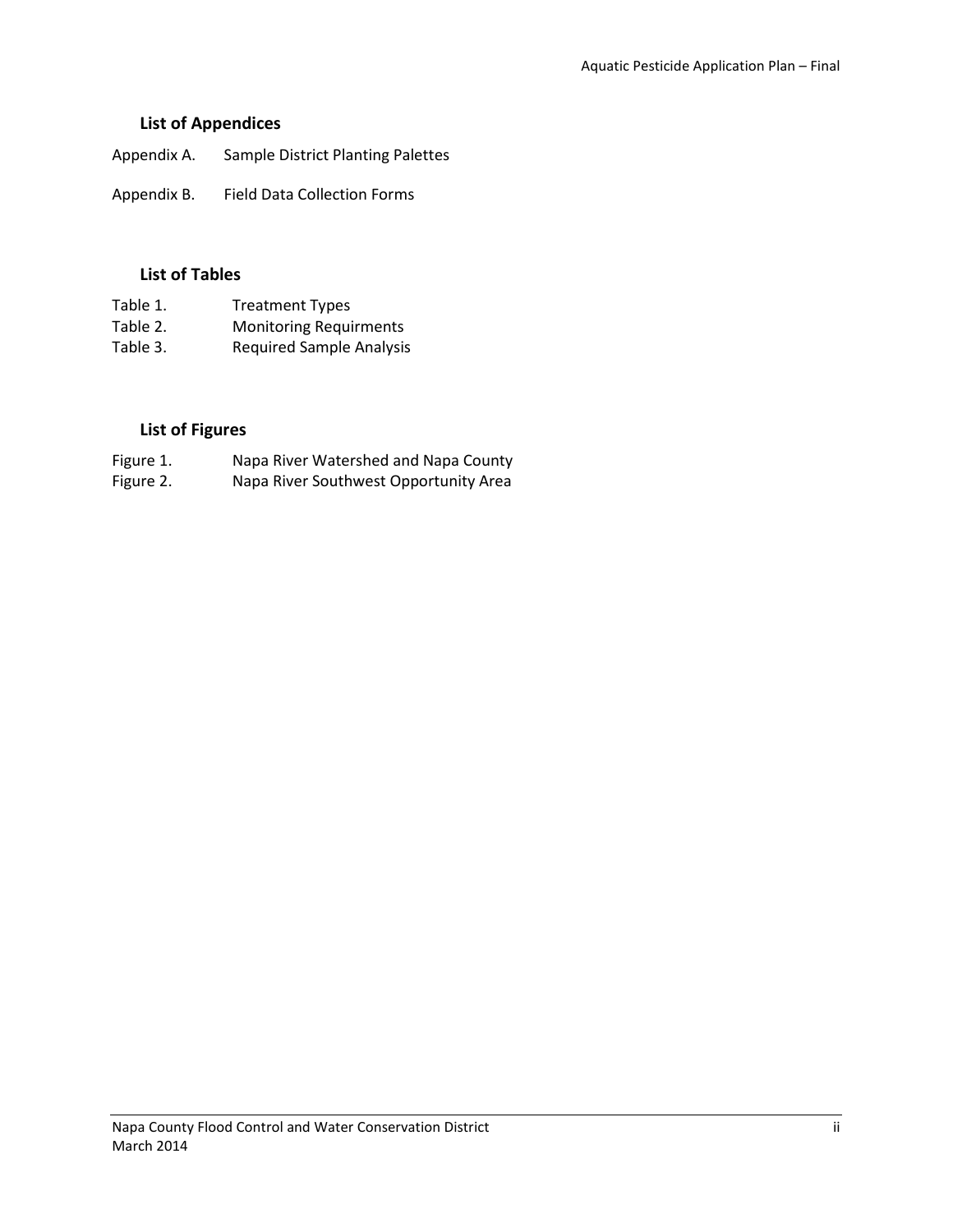## List of Appendices

Appendix A. Sample District Planting Palettes

Appendix B. Field Data Collection Forms

## List of Tables

Table 1. Treatment Types
Table 2. Monitoring Requirments
Table 3. Required Sample Analysis

## List of Figures

Figure 1. Napa River Watershed and Napa County
Figure 2. Napa River Southwest Opportunity Area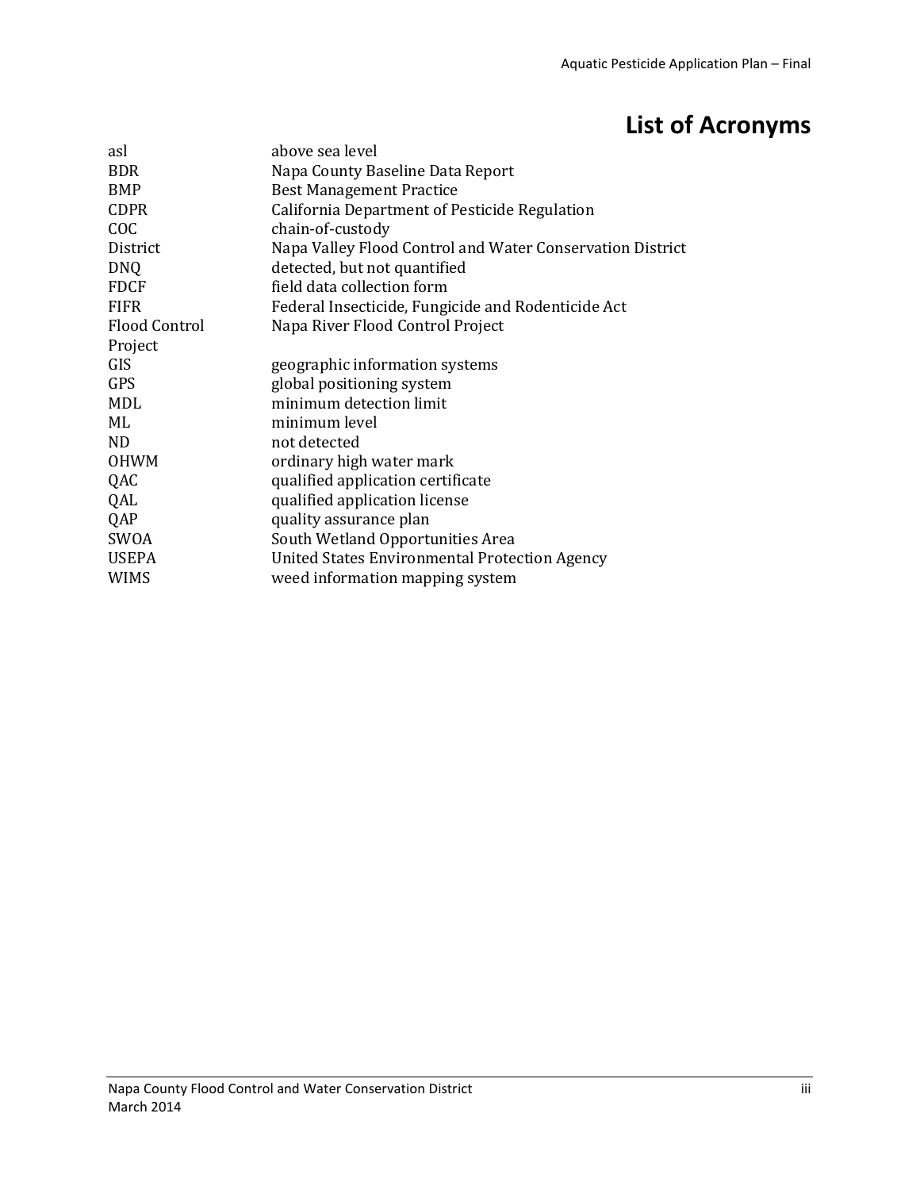# List of Acronyms

| | |
|---|---|
| asl | above sea level |
| BDR | Napa County Baseline Data Report |
| BMP | Best Management Practice |
| CDPR | California Department of Pesticide Regulation |
| COC | chain-of-custody |
| District | Napa Valley Flood Control and Water Conservation District |
| DNQ | detected, but not quantified |
| FDCF | field data collection form |
| FIFR | Federal Insecticide, Fungicide and Rodenticide Act |
| Flood Control Project | Napa River Flood Control Project |
| GIS | geographic information systems |
| GPS | global positioning system |
| MDL | minimum detection limit |
| ML | minimum level |
| ND | not detected |
| OHWM | ordinary high water mark |
| QAC | qualified application certificate |
| QAL | qualified application license |
| QAP | quality assurance plan |
| SWOA | South Wetland Opportunities Area |
| USEPA | United States Environmental Protection Agency |
| WIMS | weed information mapping system |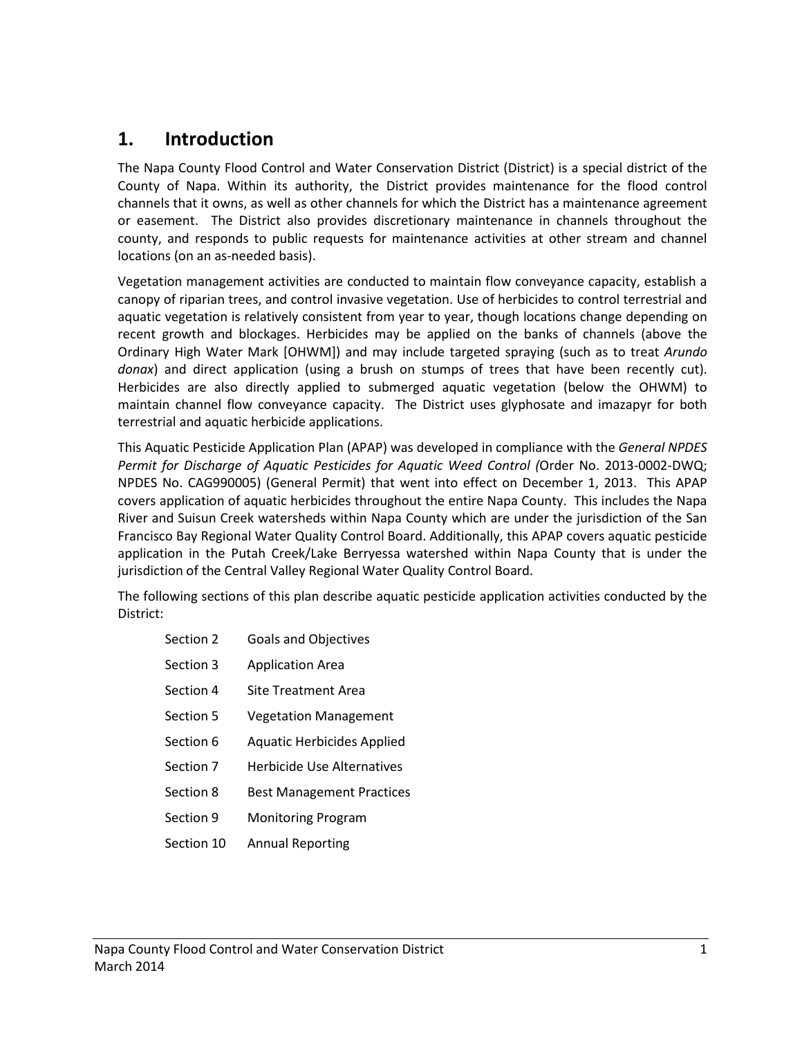# 1. Introduction

The Napa County Flood Control and Water Conservation District (District) is a special district of the County of Napa. Within its authority, the District provides maintenance for the flood control channels that it owns, as well as other channels for which the District has a maintenance agreement or easement. The District also provides discretionary maintenance in channels throughout the county, and responds to public requests for maintenance activities at other stream and channel locations (on an as-needed basis).

Vegetation management activities are conducted to maintain flow conveyance capacity, establish a canopy of riparian trees, and control invasive vegetation. Use of herbicides to control terrestrial and aquatic vegetation is relatively consistent from year to year, though locations change depending on recent growth and blockages. Herbicides may be applied on the banks of channels (above the Ordinary High Water Mark [OHWM]) and may include targeted spraying (such as to treat *Arundo donax*) and direct application (using a brush on stumps of trees that have been recently cut). Herbicides are also directly applied to submerged aquatic vegetation (below the OHWM) to maintain channel flow conveyance capacity. The District uses glyphosate and imazapyr for both terrestrial and aquatic herbicide applications.

This Aquatic Pesticide Application Plan (APAP) was developed in compliance with the *General NPDES Permit for Discharge of Aquatic Pesticides for Aquatic Weed Control (*Order No. 2013-0002-DWQ; NPDES No. CAG990005) (General Permit) that went into effect on December 1, 2013. This APAP covers application of aquatic herbicides throughout the entire Napa County. This includes the Napa River and Suisun Creek watersheds within Napa County which are under the jurisdiction of the San Francisco Bay Regional Water Quality Control Board. Additionally, this APAP covers aquatic pesticide application in the Putah Creek/Lake Berryessa watershed within Napa County that is under the jurisdiction of the Central Valley Regional Water Quality Control Board.

The following sections of this plan describe aquatic pesticide application activities conducted by the District:

- Section 2 Goals and Objectives
- Section 3 Application Area
- Section 4 Site Treatment Area
- Section 5 Vegetation Management
- Section 6 Aquatic Herbicides Applied
- Section 7 Herbicide Use Alternatives
- Section 8 Best Management Practices
- Section 9 Monitoring Program
- Section 10 Annual Reporting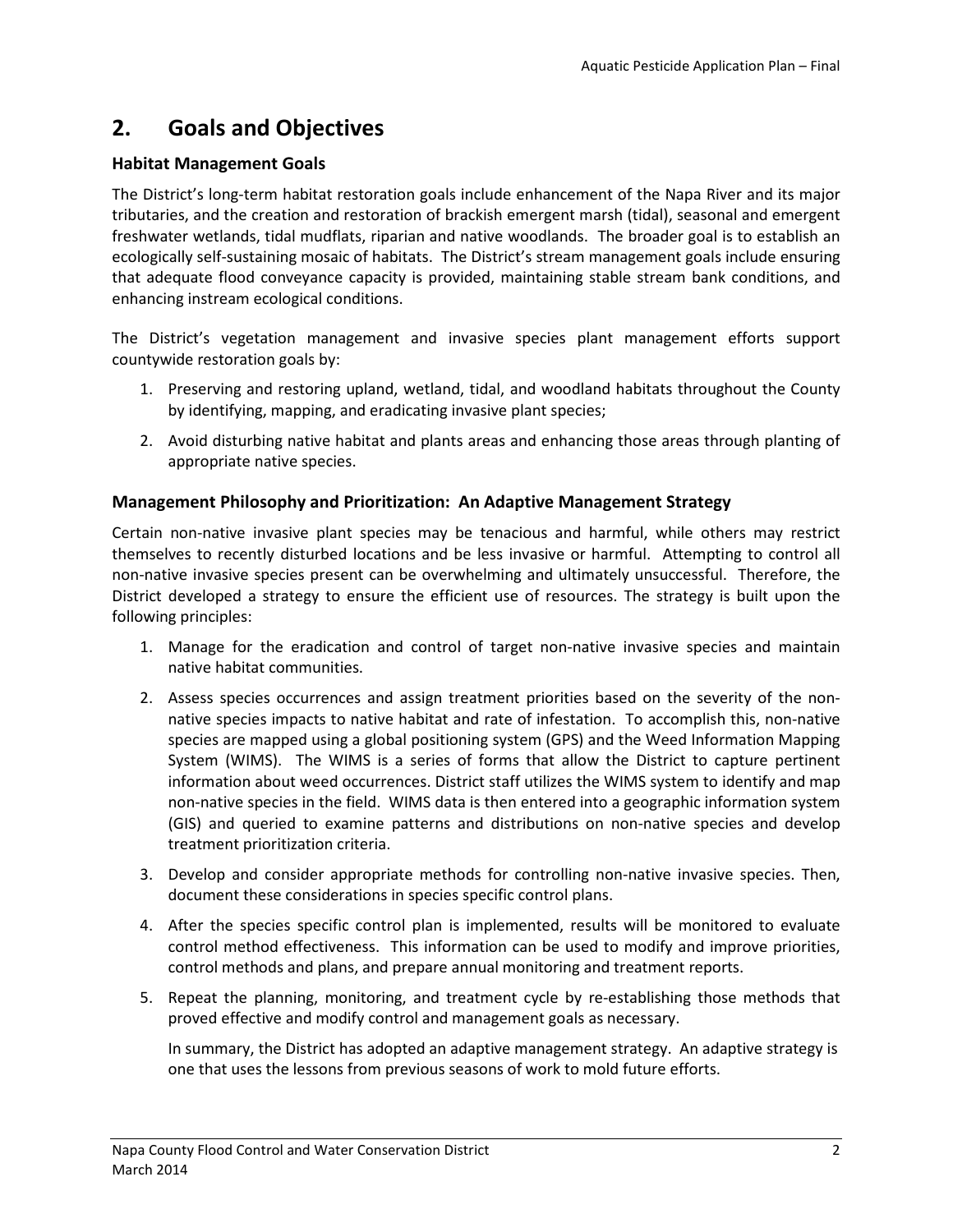# 2. Goals and Objectives

### Habitat Management Goals

The District's long-term habitat restoration goals include enhancement of the Napa River and its major tributaries, and the creation and restoration of brackish emergent marsh (tidal), seasonal and emergent freshwater wetlands, tidal mudflats, riparian and native woodlands. The broader goal is to establish an ecologically self-sustaining mosaic of habitats. The District's stream management goals include ensuring that adequate flood conveyance capacity is provided, maintaining stable stream bank conditions, and enhancing instream ecological conditions.

The District's vegetation management and invasive species plant management efforts support countywide restoration goals by:

1. Preserving and restoring upland, wetland, tidal, and woodland habitats throughout the County by identifying, mapping, and eradicating invasive plant species;
2. Avoid disturbing native habitat and plants areas and enhancing those areas through planting of appropriate native species.

### Management Philosophy and Prioritization: An Adaptive Management Strategy

Certain non-native invasive plant species may be tenacious and harmful, while others may restrict themselves to recently disturbed locations and be less invasive or harmful. Attempting to control all non-native invasive species present can be overwhelming and ultimately unsuccessful. Therefore, the District developed a strategy to ensure the efficient use of resources. The strategy is built upon the following principles:

1. Manage for the eradication and control of target non-native invasive species and maintain native habitat communities.
2. Assess species occurrences and assign treatment priorities based on the severity of the non-native species impacts to native habitat and rate of infestation. To accomplish this, non-native species are mapped using a global positioning system (GPS) and the Weed Information Mapping System (WIMS). The WIMS is a series of forms that allow the District to capture pertinent information about weed occurrences. District staff utilizes the WIMS system to identify and map non-native species in the field. WIMS data is then entered into a geographic information system (GIS) and queried to examine patterns and distributions on non-native species and develop treatment prioritization criteria.
3. Develop and consider appropriate methods for controlling non-native invasive species. Then, document these considerations in species specific control plans.
4. After the species specific control plan is implemented, results will be monitored to evaluate control method effectiveness. This information can be used to modify and improve priorities, control methods and plans, and prepare annual monitoring and treatment reports.
5. Repeat the planning, monitoring, and treatment cycle by re-establishing those methods that proved effective and modify control and management goals as necessary.

   In summary, the District has adopted an adaptive management strategy. An adaptive strategy is one that uses the lessons from previous seasons of work to mold future efforts.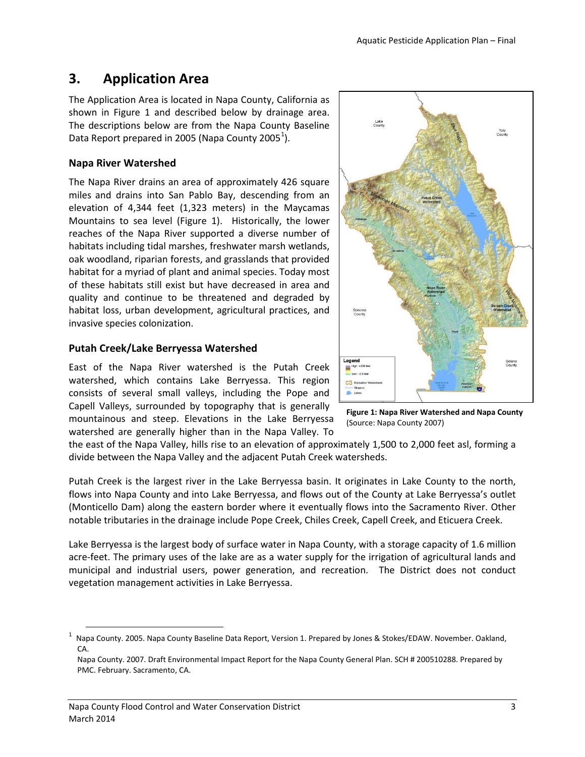# 3. Application Area

The Application Area is located in Napa County, California as shown in Figure 1 and described below by drainage area. The descriptions below are from the Napa County Baseline Data Report prepared in 2005 (Napa County 2005[1]).

### Napa River Watershed

The Napa River drains an area of approximately 426 square miles and drains into San Pablo Bay, descending from an elevation of 4,344 feet (1,323 meters) in the Maycamas Mountains to sea level (Figure 1). Historically, the lower reaches of the Napa River supported a diverse number of habitats including tidal marshes, freshwater marsh wetlands, oak woodland, riparian forests, and grasslands that provided habitat for a myriad of plant and animal species. Today most of these habitats still exist but have decreased in area and quality and continue to be threatened and degraded by habitat loss, urban development, agricultural practices, and invasive species colonization.

**Figure 1: Napa River Watershed and Napa County** (Source: Napa County 2007)

### Putah Creek/Lake Berryessa Watershed

East of the Napa River watershed is the Putah Creek watershed, which contains Lake Berryessa. This region consists of several small valleys, including the Pope and Capell Valleys, surrounded by topography that is generally mountainous and steep. Elevations in the Lake Berryessa watershed are generally higher than in the Napa Valley. To the east of the Napa Valley, hills rise to an elevation of approximately 1,500 to 2,000 feet asl, forming a divide between the Napa Valley and the adjacent Putah Creek watersheds.

Putah Creek is the largest river in the Lake Berryessa basin. It originates in Lake County to the north, flows into Napa County and into Lake Berryessa, and flows out of the County at Lake Berryessa's outlet (Monticello Dam) along the eastern border where it eventually flows into the Sacramento River. Other notable tributaries in the drainage include Pope Creek, Chiles Creek, Capell Creek, and Eticuera Creek.

Lake Berryessa is the largest body of surface water in Napa County, with a storage capacity of 1.6 million acre-feet. The primary uses of the lake are as a water supply for the irrigation of agricultural lands and municipal and industrial users, power generation, and recreation. The District does not conduct vegetation management activities in Lake Berryessa.

---

[1] Napa County. 2005. Napa County Baseline Data Report, Version 1. Prepared by Jones & Stokes/EDAW. November. Oakland, CA.

Napa County. 2007. Draft Environmental Impact Report for the Napa County General Plan. SCH # 200510288. Prepared by PMC. February. Sacramento, CA.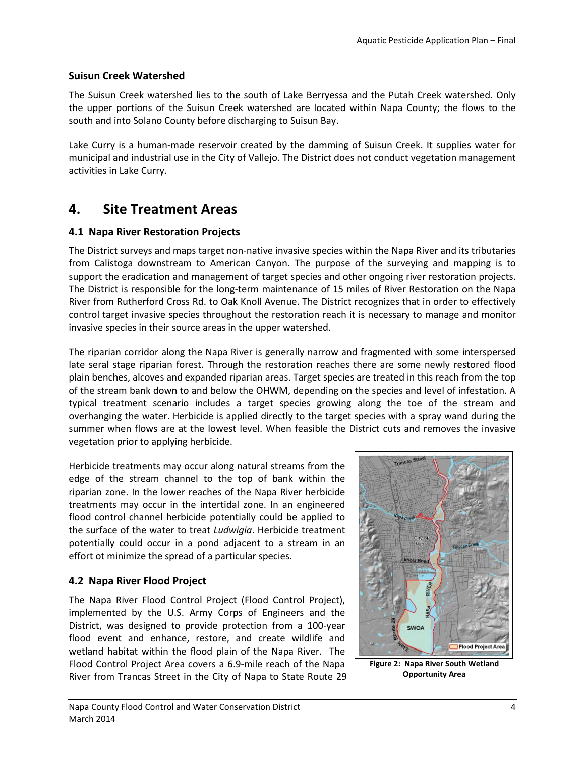### Suisun Creek Watershed

The Suisun Creek watershed lies to the south of Lake Berryessa and the Putah Creek watershed. Only the upper portions of the Suisun Creek watershed are located within Napa County; the flows to the south and into Solano County before discharging to Suisun Bay.

Lake Curry is a human-made reservoir created by the damming of Suisun Creek. It supplies water for municipal and industrial use in the City of Vallejo. The District does not conduct vegetation management activities in Lake Curry.

# 4. Site Treatment Areas

## 4.1 Napa River Restoration Projects

The District surveys and maps target non-native invasive species within the Napa River and its tributaries from Calistoga downstream to American Canyon. The purpose of the surveying and mapping is to support the eradication and management of target species and other ongoing river restoration projects. The District is responsible for the long-term maintenance of 15 miles of River Restoration on the Napa River from Rutherford Cross Rd. to Oak Knoll Avenue. The District recognizes that in order to effectively control target invasive species throughout the restoration reach it is necessary to manage and monitor invasive species in their source areas in the upper watershed.

The riparian corridor along the Napa River is generally narrow and fragmented with some interspersed late seral stage riparian forest. Through the restoration reaches there are some newly restored flood plain benches, alcoves and expanded riparian areas. Target species are treated in this reach from the top of the stream bank down to and below the OHWM, depending on the species and level of infestation. A typical treatment scenario includes a target species growing along the toe of the stream and overhanging the water. Herbicide is applied directly to the target species with a spray wand during the summer when flows are at the lowest level. When feasible the District cuts and removes the invasive vegetation prior to applying herbicide.

Herbicide treatments may occur along natural streams from the edge of the stream channel to the top of bank within the riparian zone. In the lower reaches of the Napa River herbicide treatments may occur in the intertidal zone. In an engineered flood control channel herbicide potentially could be applied to the surface of the water to treat *Ludwigia*. Herbicide treatment potentially could occur in a pond adjacent to a stream in an effort ot minimize the spread of a particular species.

**Figure 2: Napa River South Wetland Opportunity Area**

## 4.2 Napa River Flood Project

The Napa River Flood Control Project (Flood Control Project), implemented by the U.S. Army Corps of Engineers and the District, was designed to provide protection from a 100-year flood event and enhance, restore, and create wildlife and wetland habitat within the flood plain of the Napa River. The Flood Control Project Area covers a 6.9-mile reach of the Napa River from Trancas Street in the City of Napa to State Route 29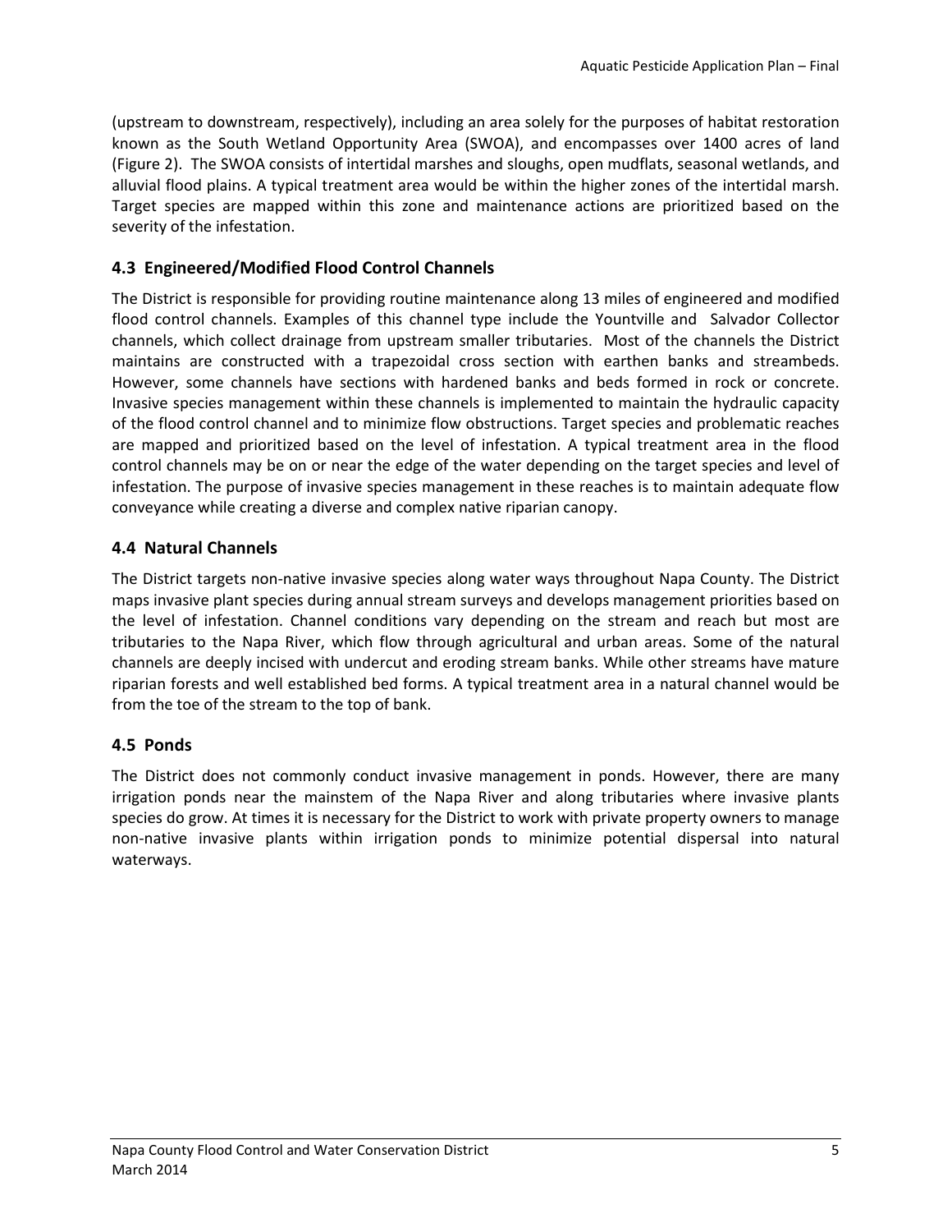(upstream to downstream, respectively), including an area solely for the purposes of habitat restoration known as the South Wetland Opportunity Area (SWOA), and encompasses over 1400 acres of land (Figure 2). The SWOA consists of intertidal marshes and sloughs, open mudflats, seasonal wetlands, and alluvial flood plains. A typical treatment area would be within the higher zones of the intertidal marsh. Target species are mapped within this zone and maintenance actions are prioritized based on the severity of the infestation.

## 4.3 Engineered/Modified Flood Control Channels

The District is responsible for providing routine maintenance along 13 miles of engineered and modified flood control channels. Examples of this channel type include the Yountville and Salvador Collector channels, which collect drainage from upstream smaller tributaries. Most of the channels the District maintains are constructed with a trapezoidal cross section with earthen banks and streambeds. However, some channels have sections with hardened banks and beds formed in rock or concrete. Invasive species management within these channels is implemented to maintain the hydraulic capacity of the flood control channel and to minimize flow obstructions. Target species and problematic reaches are mapped and prioritized based on the level of infestation. A typical treatment area in the flood control channels may be on or near the edge of the water depending on the target species and level of infestation. The purpose of invasive species management in these reaches is to maintain adequate flow conveyance while creating a diverse and complex native riparian canopy.

## 4.4 Natural Channels

The District targets non-native invasive species along water ways throughout Napa County. The District maps invasive plant species during annual stream surveys and develops management priorities based on the level of infestation. Channel conditions vary depending on the stream and reach but most are tributaries to the Napa River, which flow through agricultural and urban areas. Some of the natural channels are deeply incised with undercut and eroding stream banks. While other streams have mature riparian forests and well established bed forms. A typical treatment area in a natural channel would be from the toe of the stream to the top of bank.

## 4.5 Ponds

The District does not commonly conduct invasive management in ponds. However, there are many irrigation ponds near the mainstem of the Napa River and along tributaries where invasive plants species do grow. At times it is necessary for the District to work with private property owners to manage non-native invasive plants within irrigation ponds to minimize potential dispersal into natural waterways.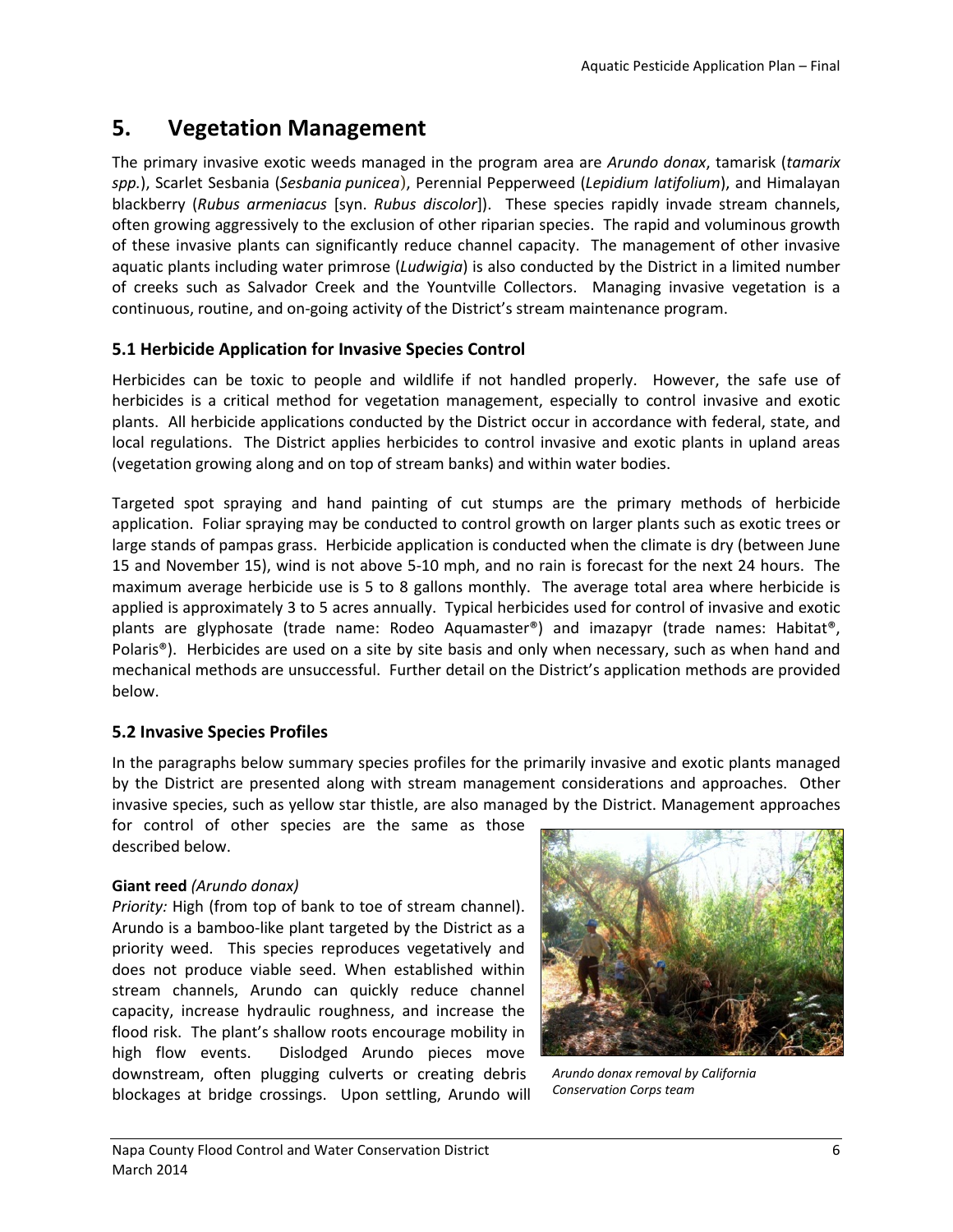## 5. Vegetation Management

The primary invasive exotic weeds managed in the program area are *Arundo donax*, tamarisk (*tamarix spp.*), Scarlet Sesbania (*Sesbania punicea*), Perennial Pepperweed (*Lepidium latifolium*), and Himalayan blackberry (*Rubus armeniacus* [syn. *Rubus discolor*]). These species rapidly invade stream channels, often growing aggressively to the exclusion of other riparian species. The rapid and voluminous growth of these invasive plants can significantly reduce channel capacity. The management of other invasive aquatic plants including water primrose (*Ludwigia*) is also conducted by the District in a limited number of creeks such as Salvador Creek and the Yountville Collectors. Managing invasive vegetation is a continuous, routine, and on-going activity of the District's stream maintenance program.

### 5.1 Herbicide Application for Invasive Species Control

Herbicides can be toxic to people and wildlife if not handled properly. However, the safe use of herbicides is a critical method for vegetation management, especially to control invasive and exotic plants. All herbicide applications conducted by the District occur in accordance with federal, state, and local regulations. The District applies herbicides to control invasive and exotic plants in upland areas (vegetation growing along and on top of stream banks) and within water bodies.

Targeted spot spraying and hand painting of cut stumps are the primary methods of herbicide application. Foliar spraying may be conducted to control growth on larger plants such as exotic trees or large stands of pampas grass. Herbicide application is conducted when the climate is dry (between June 15 and November 15), wind is not above 5-10 mph, and no rain is forecast for the next 24 hours. The maximum average herbicide use is 5 to 8 gallons monthly. The average total area where herbicide is applied is approximately 3 to 5 acres annually. Typical herbicides used for control of invasive and exotic plants are glyphosate (trade name: Rodeo Aquamaster®) and imazapyr (trade names: Habitat®, Polaris®). Herbicides are used on a site by site basis and only when necessary, such as when hand and mechanical methods are unsuccessful. Further detail on the District's application methods are provided below.

### 5.2 Invasive Species Profiles

In the paragraphs below summary species profiles for the primarily invasive and exotic plants managed by the District are presented along with stream management considerations and approaches. Other invasive species, such as yellow star thistle, are also managed by the District. Management approaches for control of other species are the same as those described below.

**Giant reed** *(Arundo donax)*

*Priority:* High (from top of bank to toe of stream channel). Arundo is a bamboo-like plant targeted by the District as a priority weed. This species reproduces vegetatively and does not produce viable seed. When established within stream channels, Arundo can quickly reduce channel capacity, increase hydraulic roughness, and increase the flood risk. The plant's shallow roots encourage mobility in high flow events. Dislodged Arundo pieces move downstream, often plugging culverts or creating debris blockages at bridge crossings. Upon settling, Arundo will

*Arundo donax removal by California Conservation Corps team*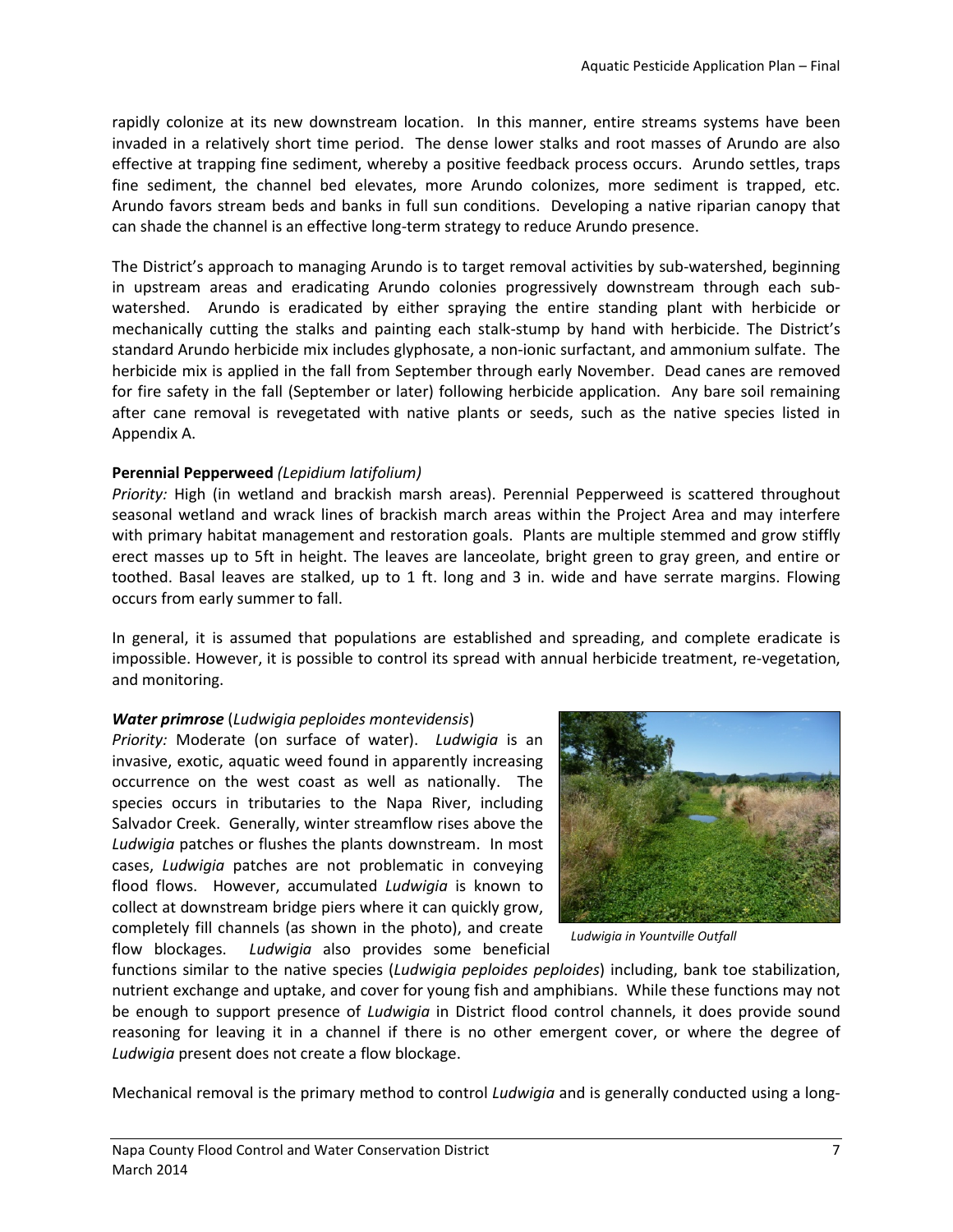rapidly colonize at its new downstream location. In this manner, entire streams systems have been invaded in a relatively short time period. The dense lower stalks and root masses of Arundo are also effective at trapping fine sediment, whereby a positive feedback process occurs. Arundo settles, traps fine sediment, the channel bed elevates, more Arundo colonizes, more sediment is trapped, etc. Arundo favors stream beds and banks in full sun conditions. Developing a native riparian canopy that can shade the channel is an effective long-term strategy to reduce Arundo presence.

The District's approach to managing Arundo is to target removal activities by sub-watershed, beginning in upstream areas and eradicating Arundo colonies progressively downstream through each sub-watershed. Arundo is eradicated by either spraying the entire standing plant with herbicide or mechanically cutting the stalks and painting each stalk-stump by hand with herbicide. The District's standard Arundo herbicide mix includes glyphosate, a non-ionic surfactant, and ammonium sulfate. The herbicide mix is applied in the fall from September through early November. Dead canes are removed for fire safety in the fall (September or later) following herbicide application. Any bare soil remaining after cane removal is revegetated with native plants or seeds, such as the native species listed in Appendix A.

**Perennial Pepperweed** *(Lepidium latifolium)*

*Priority:* High (in wetland and brackish marsh areas). Perennial Pepperweed is scattered throughout seasonal wetland and wrack lines of brackish march areas within the Project Area and may interfere with primary habitat management and restoration goals. Plants are multiple stemmed and grow stiffly erect masses up to 5ft in height. The leaves are lanceolate, bright green to gray green, and entire or toothed. Basal leaves are stalked, up to 1 ft. long and 3 in. wide and have serrate margins. Flowing occurs from early summer to fall.

In general, it is assumed that populations are established and spreading, and complete eradicate is impossible. However, it is possible to control its spread with annual herbicide treatment, re-vegetation, and monitoring.

***Water primrose*** (*Ludwigia peploides montevidensis*)

*Priority:* Moderate (on surface of water). *Ludwigia* is an invasive, exotic, aquatic weed found in apparently increasing occurrence on the west coast as well as nationally. The species occurs in tributaries to the Napa River, including Salvador Creek. Generally, winter streamflow rises above the *Ludwigia* patches or flushes the plants downstream. In most cases, *Ludwigia* patches are not problematic in conveying flood flows. However, accumulated *Ludwigia* is known to collect at downstream bridge piers where it can quickly grow, completely fill channels (as shown in the photo), and create flow blockages. *Ludwigia* also provides some beneficial functions similar to the native species (*Ludwigia peploides peploides*) including, bank toe stabilization, nutrient exchange and uptake, and cover for young fish and amphibians. While these functions may not be enough to support presence of *Ludwigia* in District flood control channels, it does provide sound reasoning for leaving it in a channel if there is no other emergent cover, or where the degree of *Ludwigia* present does not create a flow blockage.

*Ludwigia in Yountville Outfall*

Mechanical removal is the primary method to control *Ludwigia* and is generally conducted using a long-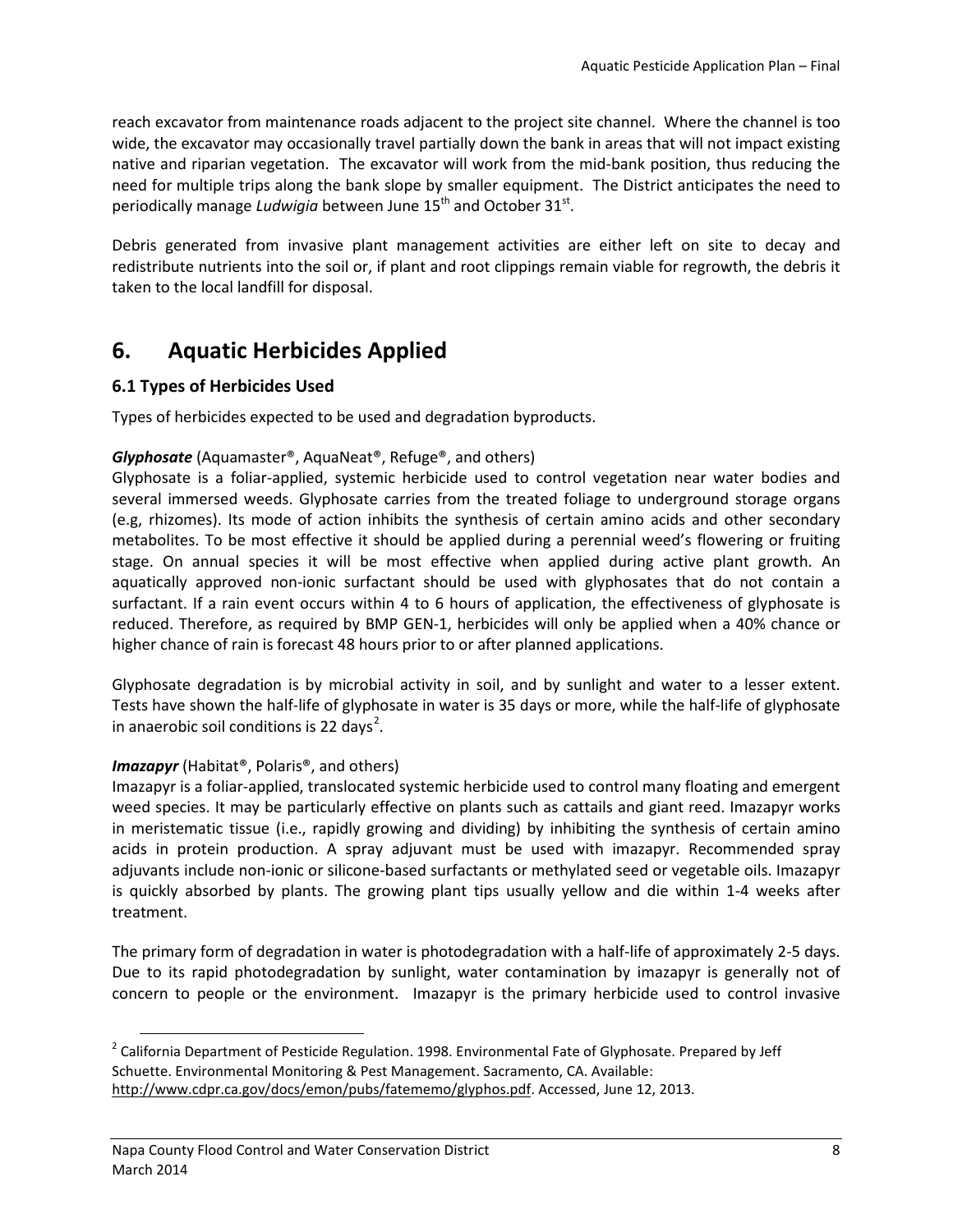reach excavator from maintenance roads adjacent to the project site channel. Where the channel is too wide, the excavator may occasionally travel partially down the bank in areas that will not impact existing native and riparian vegetation. The excavator will work from the mid-bank position, thus reducing the need for multiple trips along the bank slope by smaller equipment. The District anticipates the need to periodically manage *Ludwigia* between June 15th and October 31st.

Debris generated from invasive plant management activities are either left on site to decay and redistribute nutrients into the soil or, if plant and root clippings remain viable for regrowth, the debris it taken to the local landfill for disposal.

# 6. Aquatic Herbicides Applied

## 6.1 Types of Herbicides Used

Types of herbicides expected to be used and degradation byproducts.

***Glyphosate*** (Aquamaster®, AquaNeat®, Refuge®, and others)
Glyphosate is a foliar-applied, systemic herbicide used to control vegetation near water bodies and several immersed weeds. Glyphosate carries from the treated foliage to underground storage organs (e.g, rhizomes). Its mode of action inhibits the synthesis of certain amino acids and other secondary metabolites. To be most effective it should be applied during a perennial weed's flowering or fruiting stage. On annual species it will be most effective when applied during active plant growth. An aquatically approved non-ionic surfactant should be used with glyphosates that do not contain a surfactant. If a rain event occurs within 4 to 6 hours of application, the effectiveness of glyphosate is reduced. Therefore, as required by BMP GEN-1, herbicides will only be applied when a 40% chance or higher chance of rain is forecast 48 hours prior to or after planned applications.

Glyphosate degradation is by microbial activity in soil, and by sunlight and water to a lesser extent. Tests have shown the half-life of glyphosate in water is 35 days or more, while the half-life of glyphosate in anaerobic soil conditions is 22 days[2].

***Imazapyr*** (Habitat®, Polaris®, and others)
Imazapyr is a foliar-applied, translocated systemic herbicide used to control many floating and emergent weed species. It may be particularly effective on plants such as cattails and giant reed. Imazapyr works in meristematic tissue (i.e., rapidly growing and dividing) by inhibiting the synthesis of certain amino acids in protein production. A spray adjuvant must be used with imazapyr. Recommended spray adjuvants include non-ionic or silicone-based surfactants or methylated seed or vegetable oils. Imazapyr is quickly absorbed by plants. The growing plant tips usually yellow and die within 1-4 weeks after treatment.

The primary form of degradation in water is photodegradation with a half-life of approximately 2-5 days. Due to its rapid photodegradation by sunlight, water contamination by imazapyr is generally not of concern to people or the environment. Imazapyr is the primary herbicide used to control invasive

[2] California Department of Pesticide Regulation. 1998. Environmental Fate of Glyphosate. Prepared by Jeff Schuette. Environmental Monitoring & Pest Management. Sacramento, CA. Available: http://www.cdpr.ca.gov/docs/emon/pubs/fatememo/glyphos.pdf. Accessed, June 12, 2013.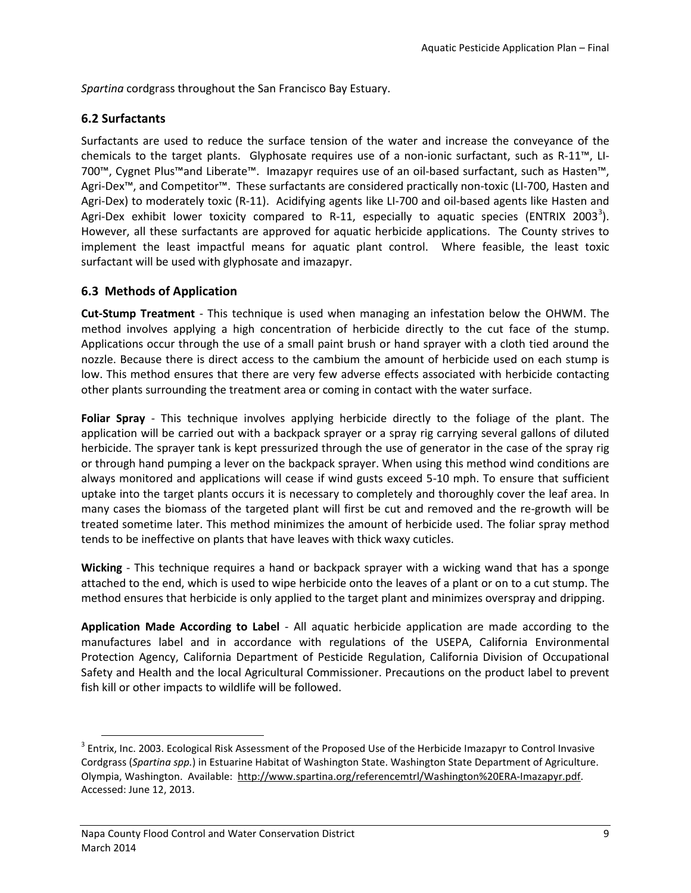*Spartina* cordgrass throughout the San Francisco Bay Estuary.

### 6.2 Surfactants

Surfactants are used to reduce the surface tension of the water and increase the conveyance of the chemicals to the target plants. Glyphosate requires use of a non-ionic surfactant, such as R-11™, LI-700™, Cygnet Plus™and Liberate™. Imazapyr requires use of an oil-based surfactant, such as Hasten™, Agri-Dex™, and Competitor™. These surfactants are considered practically non-toxic (LI-700, Hasten and Agri-Dex) to moderately toxic (R-11). Acidifying agents like LI-700 and oil-based agents like Hasten and Agri-Dex exhibit lower toxicity compared to R-11, especially to aquatic species (ENTRIX 2003[3]). However, all these surfactants are approved for aquatic herbicide applications. The County strives to implement the least impactful means for aquatic plant control. Where feasible, the least toxic surfactant will be used with glyphosate and imazapyr.

### 6.3 Methods of Application

**Cut-Stump Treatment** - This technique is used when managing an infestation below the OHWM. The method involves applying a high concentration of herbicide directly to the cut face of the stump. Applications occur through the use of a small paint brush or hand sprayer with a cloth tied around the nozzle. Because there is direct access to the cambium the amount of herbicide used on each stump is low. This method ensures that there are very few adverse effects associated with herbicide contacting other plants surrounding the treatment area or coming in contact with the water surface.

**Foliar Spray** - This technique involves applying herbicide directly to the foliage of the plant. The application will be carried out with a backpack sprayer or a spray rig carrying several gallons of diluted herbicide. The sprayer tank is kept pressurized through the use of generator in the case of the spray rig or through hand pumping a lever on the backpack sprayer. When using this method wind conditions are always monitored and applications will cease if wind gusts exceed 5-10 mph. To ensure that sufficient uptake into the target plants occurs it is necessary to completely and thoroughly cover the leaf area. In many cases the biomass of the targeted plant will first be cut and removed and the re-growth will be treated sometime later. This method minimizes the amount of herbicide used. The foliar spray method tends to be ineffective on plants that have leaves with thick waxy cuticles.

**Wicking** - This technique requires a hand or backpack sprayer with a wicking wand that has a sponge attached to the end, which is used to wipe herbicide onto the leaves of a plant or on to a cut stump. The method ensures that herbicide is only applied to the target plant and minimizes overspray and dripping.

**Application Made According to Label** - All aquatic herbicide application are made according to the manufactures label and in accordance with regulations of the USEPA, California Environmental Protection Agency, California Department of Pesticide Regulation, California Division of Occupational Safety and Health and the local Agricultural Commissioner. Precautions on the product label to prevent fish kill or other impacts to wildlife will be followed.

---

[3] Entrix, Inc. 2003. Ecological Risk Assessment of the Proposed Use of the Herbicide Imazapyr to Control Invasive Cordgrass (*Spartina spp.*) in Estuarine Habitat of Washington State. Washington State Department of Agriculture. Olympia, Washington. Available: http://www.spartina.org/referencemtrl/Washington%20ERA-Imazapyr.pdf. Accessed: June 12, 2013.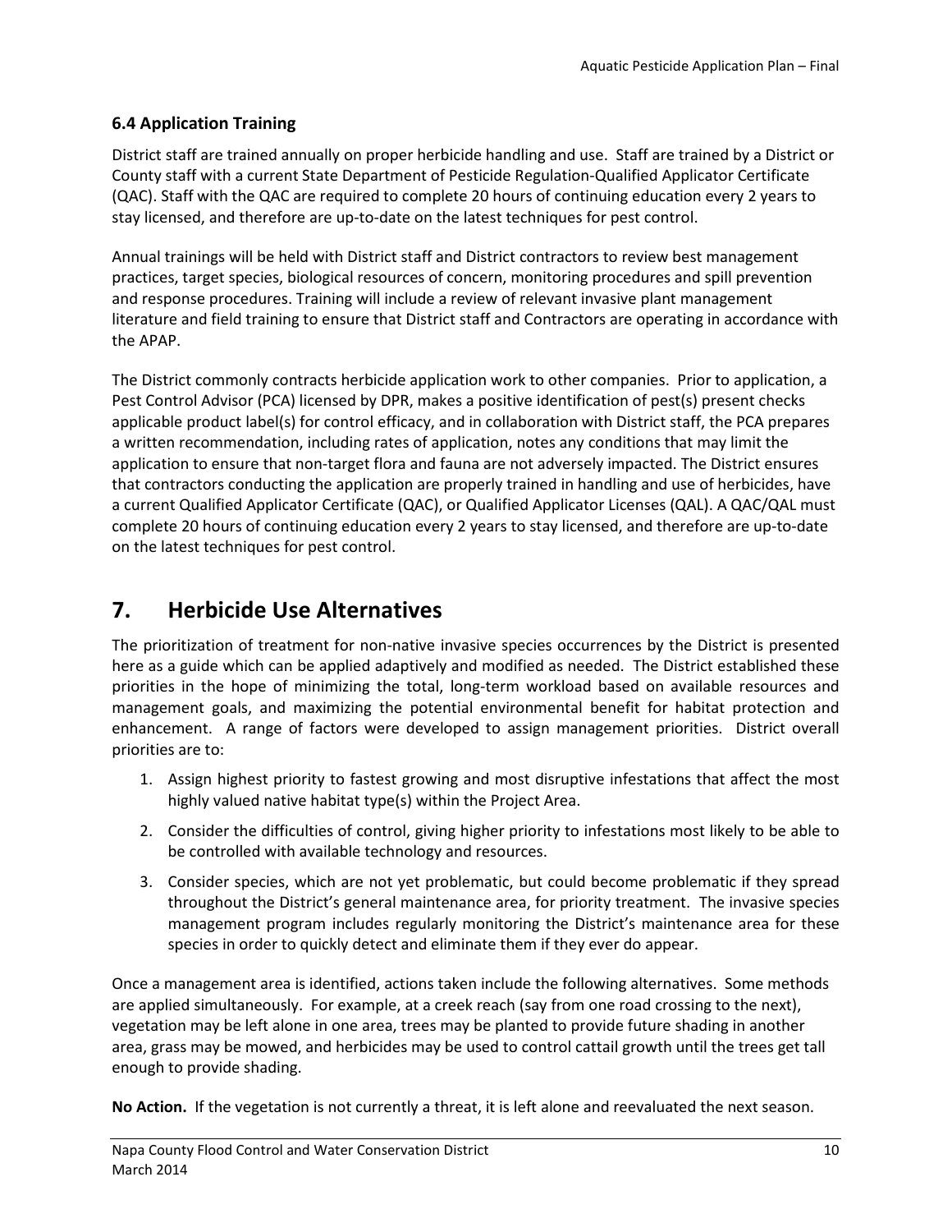### 6.4 Application Training

District staff are trained annually on proper herbicide handling and use. Staff are trained by a District or County staff with a current State Department of Pesticide Regulation-Qualified Applicator Certificate (QAC). Staff with the QAC are required to complete 20 hours of continuing education every 2 years to stay licensed, and therefore are up-to-date on the latest techniques for pest control.

Annual trainings will be held with District staff and District contractors to review best management practices, target species, biological resources of concern, monitoring procedures and spill prevention and response procedures. Training will include a review of relevant invasive plant management literature and field training to ensure that District staff and Contractors are operating in accordance with the APAP.

The District commonly contracts herbicide application work to other companies. Prior to application, a Pest Control Advisor (PCA) licensed by DPR, makes a positive identification of pest(s) present checks applicable product label(s) for control efficacy, and in collaboration with District staff, the PCA prepares a written recommendation, including rates of application, notes any conditions that may limit the application to ensure that non-target flora and fauna are not adversely impacted. The District ensures that contractors conducting the application are properly trained in handling and use of herbicides, have a current Qualified Applicator Certificate (QAC), or Qualified Applicator Licenses (QAL). A QAC/QAL must complete 20 hours of continuing education every 2 years to stay licensed, and therefore are up-to-date on the latest techniques for pest control.

# 7. Herbicide Use Alternatives

The prioritization of treatment for non-native invasive species occurrences by the District is presented here as a guide which can be applied adaptively and modified as needed. The District established these priorities in the hope of minimizing the total, long-term workload based on available resources and management goals, and maximizing the potential environmental benefit for habitat protection and enhancement. A range of factors were developed to assign management priorities. District overall priorities are to:

1. Assign highest priority to fastest growing and most disruptive infestations that affect the most highly valued native habitat type(s) within the Project Area.
2. Consider the difficulties of control, giving higher priority to infestations most likely to be able to be controlled with available technology and resources.
3. Consider species, which are not yet problematic, but could become problematic if they spread throughout the District's general maintenance area, for priority treatment. The invasive species management program includes regularly monitoring the District's maintenance area for these species in order to quickly detect and eliminate them if they ever do appear.

Once a management area is identified, actions taken include the following alternatives. Some methods are applied simultaneously. For example, at a creek reach (say from one road crossing to the next), vegetation may be left alone in one area, trees may be planted to provide future shading in another area, grass may be mowed, and herbicides may be used to control cattail growth until the trees get tall enough to provide shading.

**No Action.** If the vegetation is not currently a threat, it is left alone and reevaluated the next season.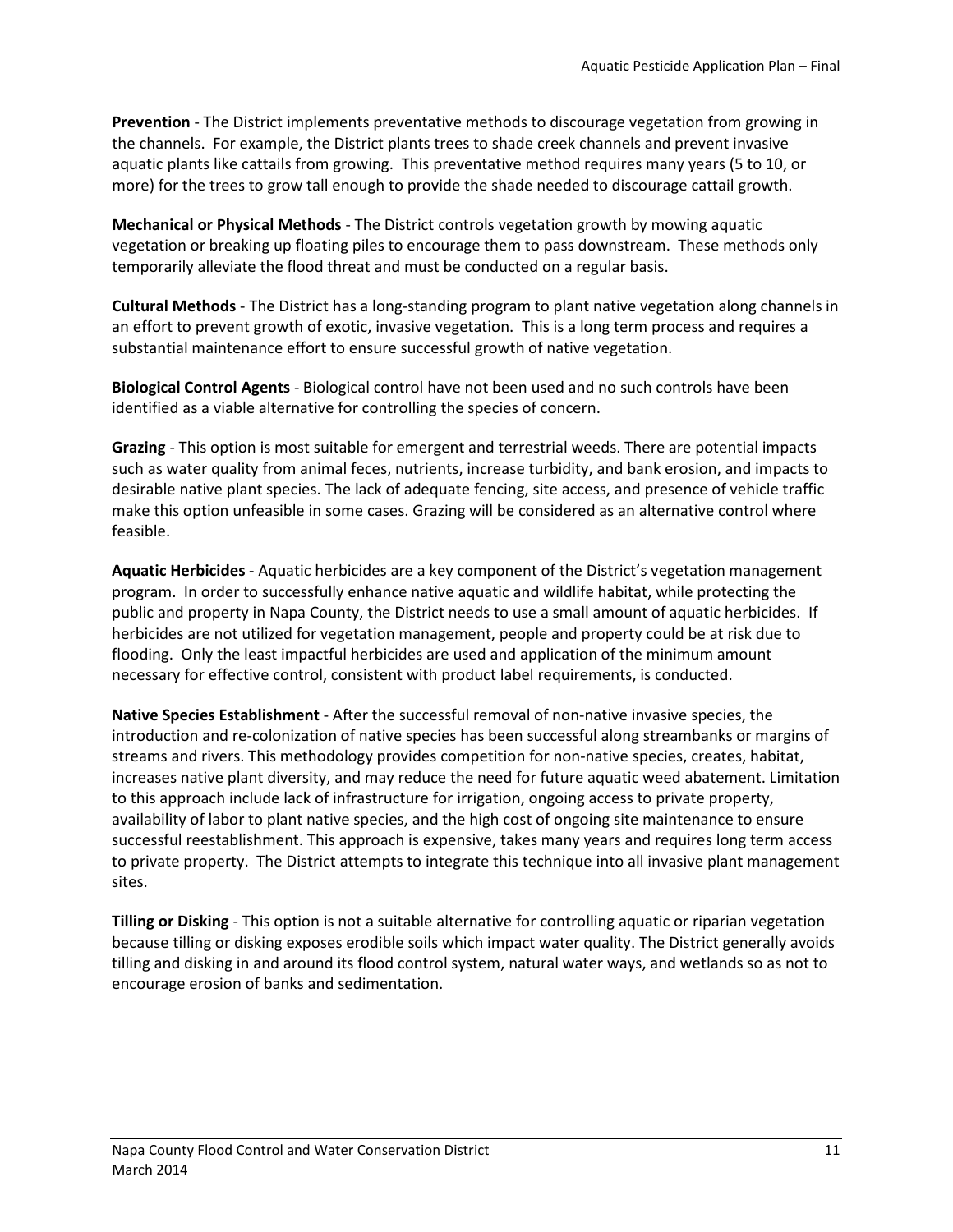**Prevention** - The District implements preventative methods to discourage vegetation from growing in the channels. For example, the District plants trees to shade creek channels and prevent invasive aquatic plants like cattails from growing. This preventative method requires many years (5 to 10, or more) for the trees to grow tall enough to provide the shade needed to discourage cattail growth.

**Mechanical or Physical Methods** - The District controls vegetation growth by mowing aquatic vegetation or breaking up floating piles to encourage them to pass downstream. These methods only temporarily alleviate the flood threat and must be conducted on a regular basis.

**Cultural Methods** - The District has a long-standing program to plant native vegetation along channels in an effort to prevent growth of exotic, invasive vegetation. This is a long term process and requires a substantial maintenance effort to ensure successful growth of native vegetation.

**Biological Control Agents** - Biological control have not been used and no such controls have been identified as a viable alternative for controlling the species of concern.

**Grazing** - This option is most suitable for emergent and terrestrial weeds. There are potential impacts such as water quality from animal feces, nutrients, increase turbidity, and bank erosion, and impacts to desirable native plant species. The lack of adequate fencing, site access, and presence of vehicle traffic make this option unfeasible in some cases. Grazing will be considered as an alternative control where feasible.

**Aquatic Herbicides** - Aquatic herbicides are a key component of the District's vegetation management program. In order to successfully enhance native aquatic and wildlife habitat, while protecting the public and property in Napa County, the District needs to use a small amount of aquatic herbicides. If herbicides are not utilized for vegetation management, people and property could be at risk due to flooding. Only the least impactful herbicides are used and application of the minimum amount necessary for effective control, consistent with product label requirements, is conducted.

**Native Species Establishment** - After the successful removal of non-native invasive species, the introduction and re-colonization of native species has been successful along streambanks or margins of streams and rivers. This methodology provides competition for non-native species, creates, habitat, increases native plant diversity, and may reduce the need for future aquatic weed abatement. Limitation to this approach include lack of infrastructure for irrigation, ongoing access to private property, availability of labor to plant native species, and the high cost of ongoing site maintenance to ensure successful reestablishment. This approach is expensive, takes many years and requires long term access to private property. The District attempts to integrate this technique into all invasive plant management sites.

**Tilling or Disking** - This option is not a suitable alternative for controlling aquatic or riparian vegetation because tilling or disking exposes erodible soils which impact water quality. The District generally avoids tilling and disking in and around its flood control system, natural water ways, and wetlands so as not to encourage erosion of banks and sedimentation.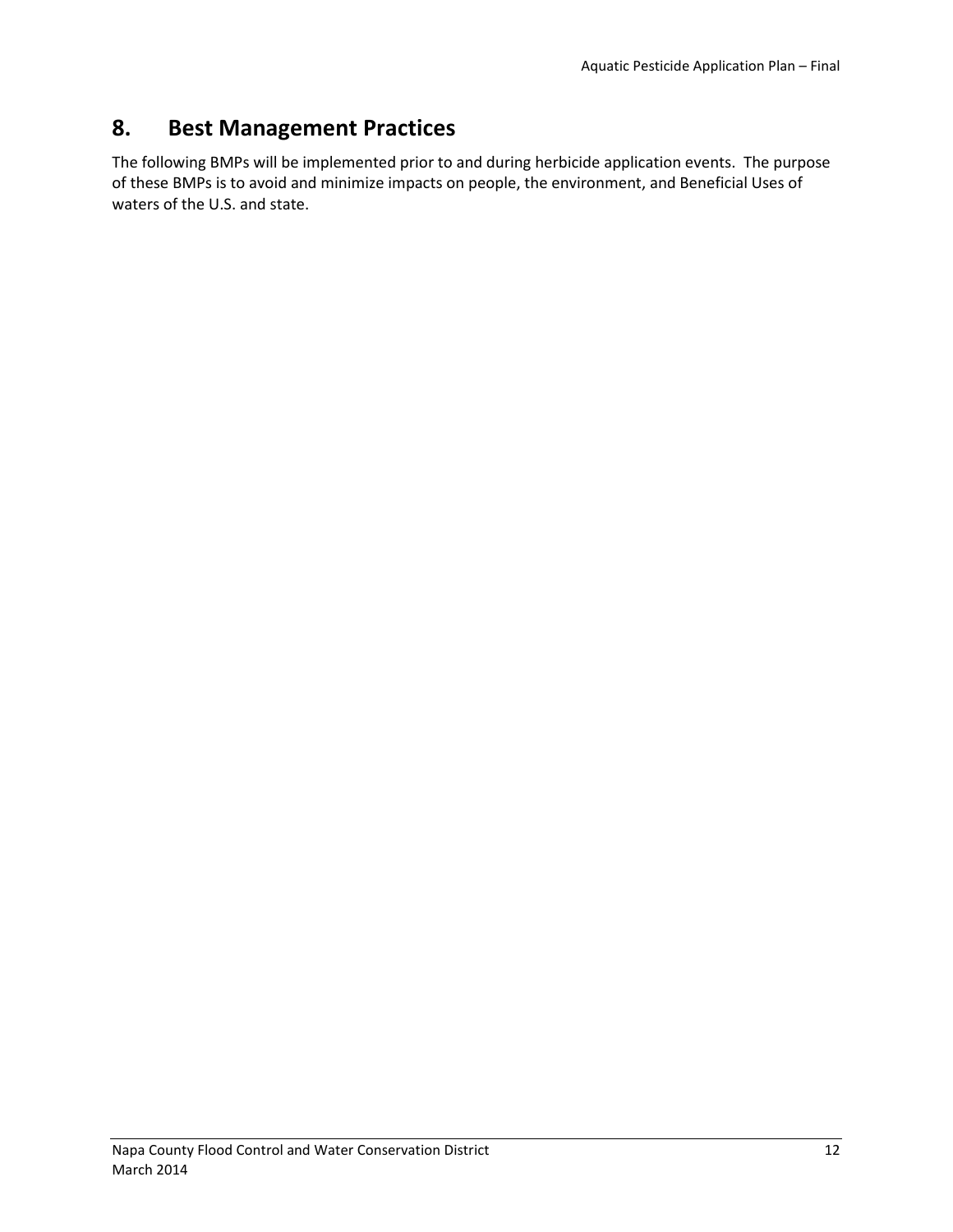# 8. Best Management Practices

The following BMPs will be implemented prior to and during herbicide application events. The purpose of these BMPs is to avoid and minimize impacts on people, the environment, and Beneficial Uses of waters of the U.S. and state.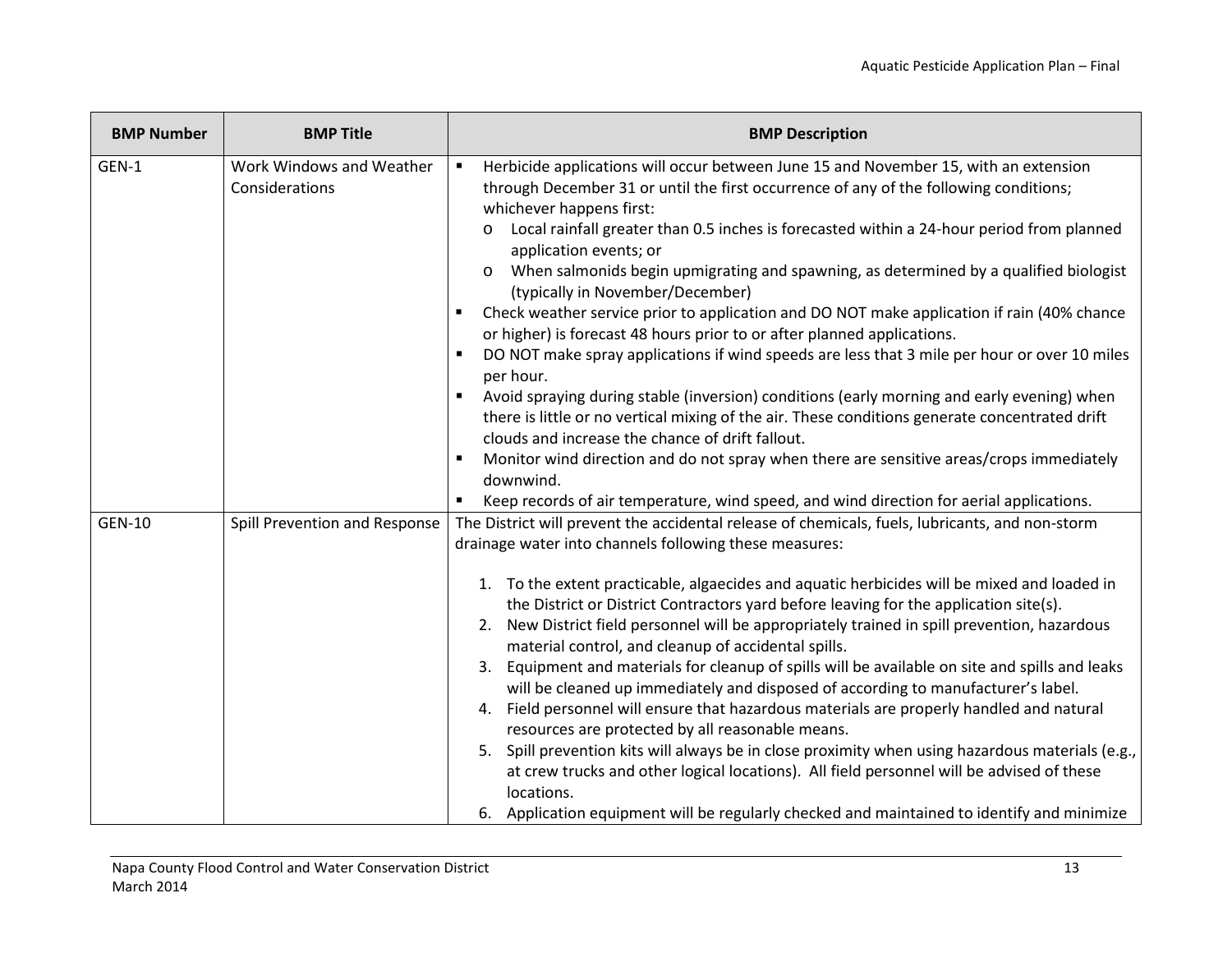| BMP Number | BMP Title | BMP Description |
| --- | --- | --- |
| GEN-1 | Work Windows and Weather Considerations | ▪ Herbicide applications will occur between June 15 and November 15, with an extension through December 31 or until the first occurrence of any of the following conditions; whichever happens first:<br>o Local rainfall greater than 0.5 inches is forecasted within a 24-hour period from planned application events; or<br>o When salmonids begin upmigrating and spawning, as determined by a qualified biologist (typically in November/December)<br>▪ Check weather service prior to application and DO NOT make application if rain (40% chance or higher) is forecast 48 hours prior to or after planned applications.<br>▪ DO NOT make spray applications if wind speeds are less that 3 mile per hour or over 10 miles per hour.<br>▪ Avoid spraying during stable (inversion) conditions (early morning and early evening) when there is little or no vertical mixing of the air. These conditions generate concentrated drift clouds and increase the chance of drift fallout.<br>▪ Monitor wind direction and do not spray when there are sensitive areas/crops immediately downwind.<br>▪ Keep records of air temperature, wind speed, and wind direction for aerial applications. |
| GEN-10 | Spill Prevention and Response | The District will prevent the accidental release of chemicals, fuels, lubricants, and non-storm drainage water into channels following these measures:<br><br>1. To the extent practicable, algaecides and aquatic herbicides will be mixed and loaded in the District or District Contractors yard before leaving for the application site(s).<br>2. New District field personnel will be appropriately trained in spill prevention, hazardous material control, and cleanup of accidental spills.<br>3. Equipment and materials for cleanup of spills will be available on site and spills and leaks will be cleaned up immediately and disposed of according to manufacturer's label.<br>4. Field personnel will ensure that hazardous materials are properly handled and natural resources are protected by all reasonable means.<br>5. Spill prevention kits will always be in close proximity when using hazardous materials (e.g., at crew trucks and other logical locations). All field personnel will be advised of these locations.<br>6. Application equipment will be regularly checked and maintained to identify and minimize |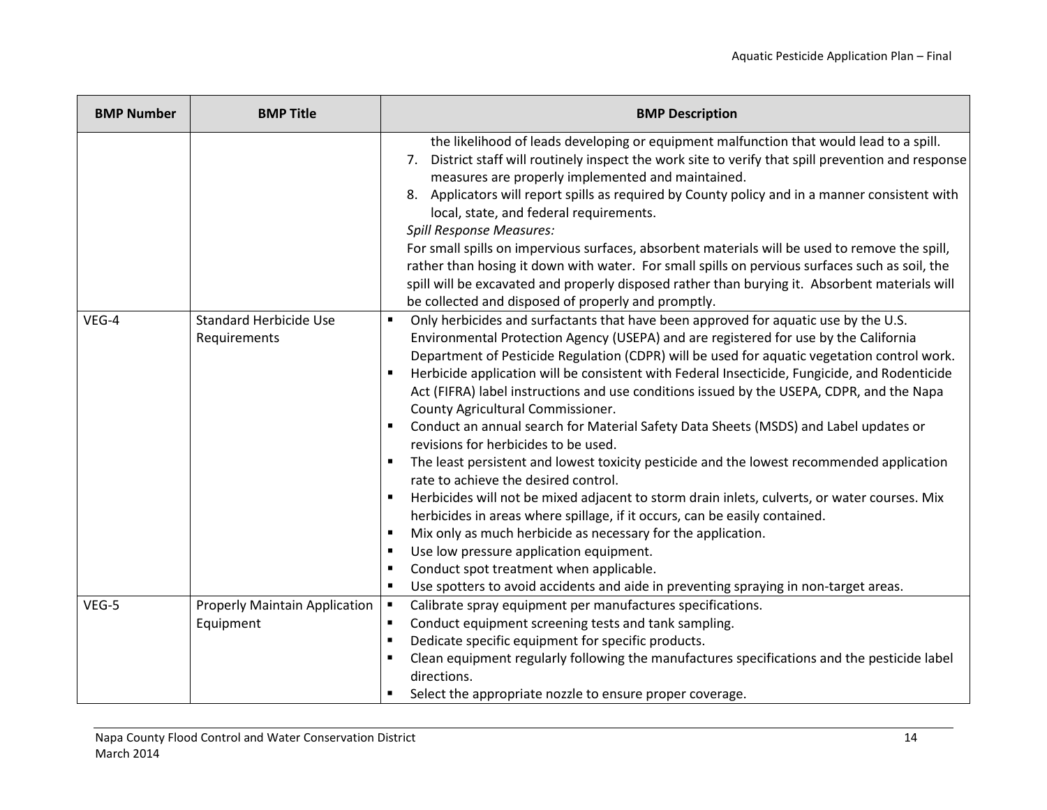| BMP Number | BMP Title | BMP Description |
|---|---|---|
| | | the likelihood of leads developing or equipment malfunction that would lead to a spill.<br>7. District staff will routinely inspect the work site to verify that spill prevention and response measures are properly implemented and maintained.<br>8. Applicators will report spills as required by County policy and in a manner consistent with local, state, and federal requirements.<br>*Spill Response Measures:*<br>For small spills on impervious surfaces, absorbent materials will be used to remove the spill, rather than hosing it down with water. For small spills on pervious surfaces such as soil, the spill will be excavated and properly disposed rather than burying it. Absorbent materials will be collected and disposed of properly and promptly. |
| VEG-4 | Standard Herbicide Use Requirements | ▪ Only herbicides and surfactants that have been approved for aquatic use by the U.S. Environmental Protection Agency (USEPA) and are registered for use by the California Department of Pesticide Regulation (CDPR) will be used for aquatic vegetation control work.<br>▪ Herbicide application will be consistent with Federal Insecticide, Fungicide, and Rodenticide Act (FIFRA) label instructions and use conditions issued by the USEPA, CDPR, and the Napa County Agricultural Commissioner.<br>▪ Conduct an annual search for Material Safety Data Sheets (MSDS) and Label updates or revisions for herbicides to be used.<br>▪ The least persistent and lowest toxicity pesticide and the lowest recommended application rate to achieve the desired control.<br>▪ Herbicides will not be mixed adjacent to storm drain inlets, culverts, or water courses. Mix herbicides in areas where spillage, if it occurs, can be easily contained.<br>▪ Mix only as much herbicide as necessary for the application.<br>▪ Use low pressure application equipment.<br>▪ Conduct spot treatment when applicable.<br>▪ Use spotters to avoid accidents and aide in preventing spraying in non-target areas. |
| VEG-5 | Properly Maintain Application Equipment | ▪ Calibrate spray equipment per manufactures specifications.<br>▪ Conduct equipment screening tests and tank sampling.<br>▪ Dedicate specific equipment for specific products.<br>▪ Clean equipment regularly following the manufactures specifications and the pesticide label directions.<br>▪ Select the appropriate nozzle to ensure proper coverage. |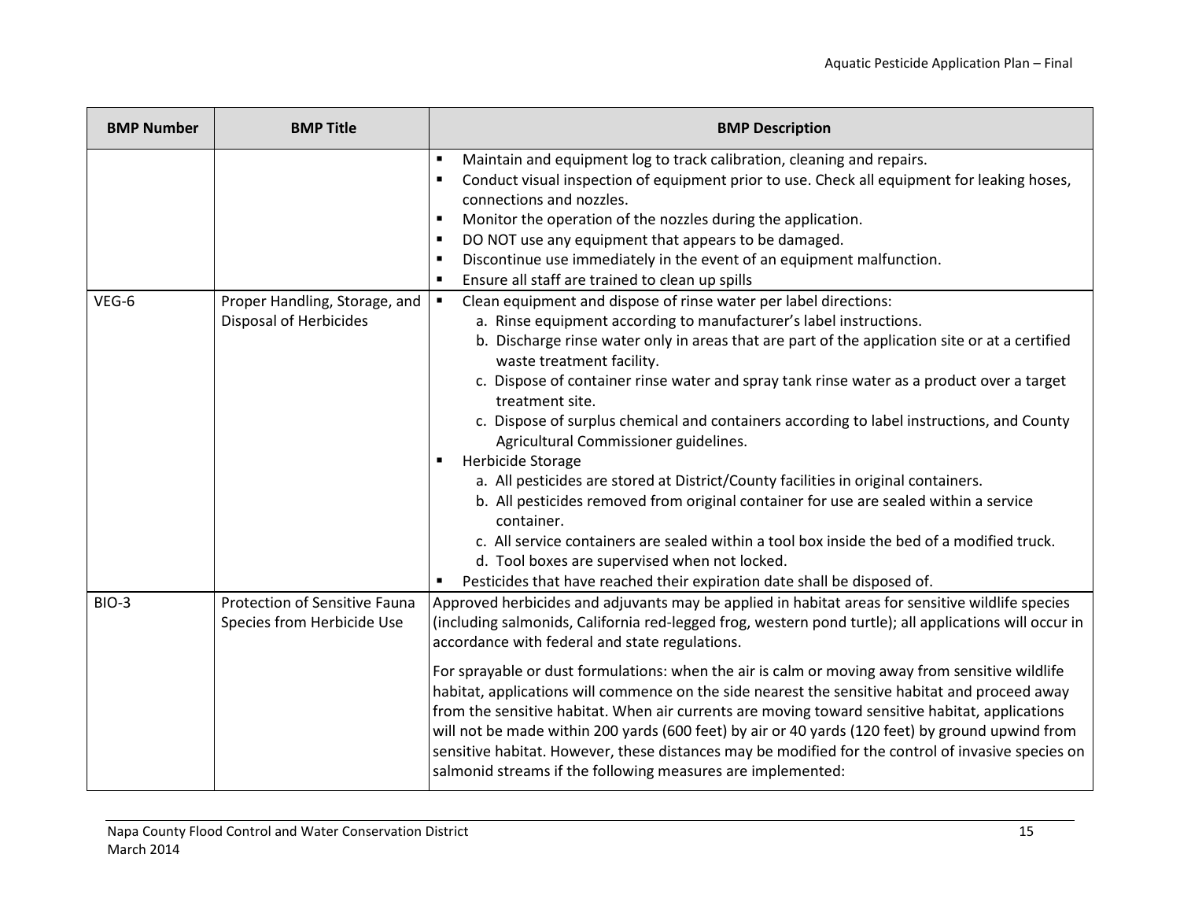| BMP Number | BMP Title | BMP Description |
|---|---|---|
| | | ▪ Maintain and equipment log to track calibration, cleaning and repairs.<br>▪ Conduct visual inspection of equipment prior to use. Check all equipment for leaking hoses, connections and nozzles.<br>▪ Monitor the operation of the nozzles during the application.<br>▪ DO NOT use any equipment that appears to be damaged.<br>▪ Discontinue use immediately in the event of an equipment malfunction.<br>▪ Ensure all staff are trained to clean up spills |
| VEG-6 | Proper Handling, Storage, and Disposal of Herbicides | ▪ Clean equipment and dispose of rinse water per label directions:<br>a. Rinse equipment according to manufacturer's label instructions.<br>b. Discharge rinse water only in areas that are part of the application site or at a certified waste treatment facility.<br>c. Dispose of container rinse water and spray tank rinse water as a product over a target treatment site.<br>c. Dispose of surplus chemical and containers according to label instructions, and County Agricultural Commissioner guidelines.<br>▪ Herbicide Storage<br>a. All pesticides are stored at District/County facilities in original containers.<br>b. All pesticides removed from original container for use are sealed within a service container.<br>c. All service containers are sealed within a tool box inside the bed of a modified truck.<br>d. Tool boxes are supervised when not locked.<br>▪ Pesticides that have reached their expiration date shall be disposed of. |
| BIO-3 | Protection of Sensitive Fauna Species from Herbicide Use | Approved herbicides and adjuvants may be applied in habitat areas for sensitive wildlife species (including salmonids, California red-legged frog, western pond turtle); all applications will occur in accordance with federal and state regulations.<br><br>For sprayable or dust formulations: when the air is calm or moving away from sensitive wildlife habitat, applications will commence on the side nearest the sensitive habitat and proceed away from the sensitive habitat. When air currents are moving toward sensitive habitat, applications will not be made within 200 yards (600 feet) by air or 40 yards (120 feet) by ground upwind from sensitive habitat. However, these distances may be modified for the control of invasive species on salmonid streams if the following measures are implemented: |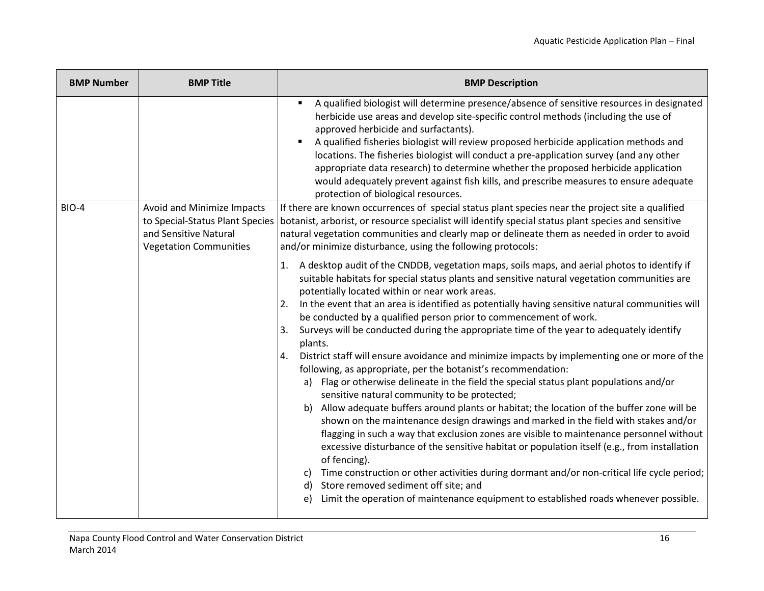| BMP Number | BMP Title | BMP Description |
|---|---|---|
| | | ▪ A qualified biologist will determine presence/absence of sensitive resources in designated herbicide use areas and develop site-specific control methods (including the use of approved herbicide and surfactants).<br>▪ A qualified fisheries biologist will review proposed herbicide application methods and locations. The fisheries biologist will conduct a pre-application survey (and any other appropriate data research) to determine whether the proposed herbicide application would adequately prevent against fish kills, and prescribe measures to ensure adequate protection of biological resources. |
| BIO-4 | Avoid and Minimize Impacts to Special-Status Plant Species and Sensitive Natural Vegetation Communities | If there are known occurrences of special status plant species near the project site a qualified botanist, arborist, or resource specialist will identify special status plant species and sensitive natural vegetation communities and clearly map or delineate them as needed in order to avoid and/or minimize disturbance, using the following protocols:<br><br>1. A desktop audit of the CNDDB, vegetation maps, soils maps, and aerial photos to identify if suitable habitats for special status plants and sensitive natural vegetation communities are potentially located within or near work areas.<br>2. In the event that an area is identified as potentially having sensitive natural communities will be conducted by a qualified person prior to commencement of work.<br>3. Surveys will be conducted during the appropriate time of the year to adequately identify plants.<br>4. District staff will ensure avoidance and minimize impacts by implementing one or more of the following, as appropriate, per the botanist's recommendation:<br>a) Flag or otherwise delineate in the field the special status plant populations and/or sensitive natural community to be protected;<br>b) Allow adequate buffers around plants or habitat; the location of the buffer zone will be shown on the maintenance design drawings and marked in the field with stakes and/or flagging in such a way that exclusion zones are visible to maintenance personnel without excessive disturbance of the sensitive habitat or population itself (e.g., from installation of fencing).<br>c) Time construction or other activities during dormant and/or non-critical life cycle period;<br>d) Store removed sediment off site; and<br>e) Limit the operation of maintenance equipment to established roads whenever possible. |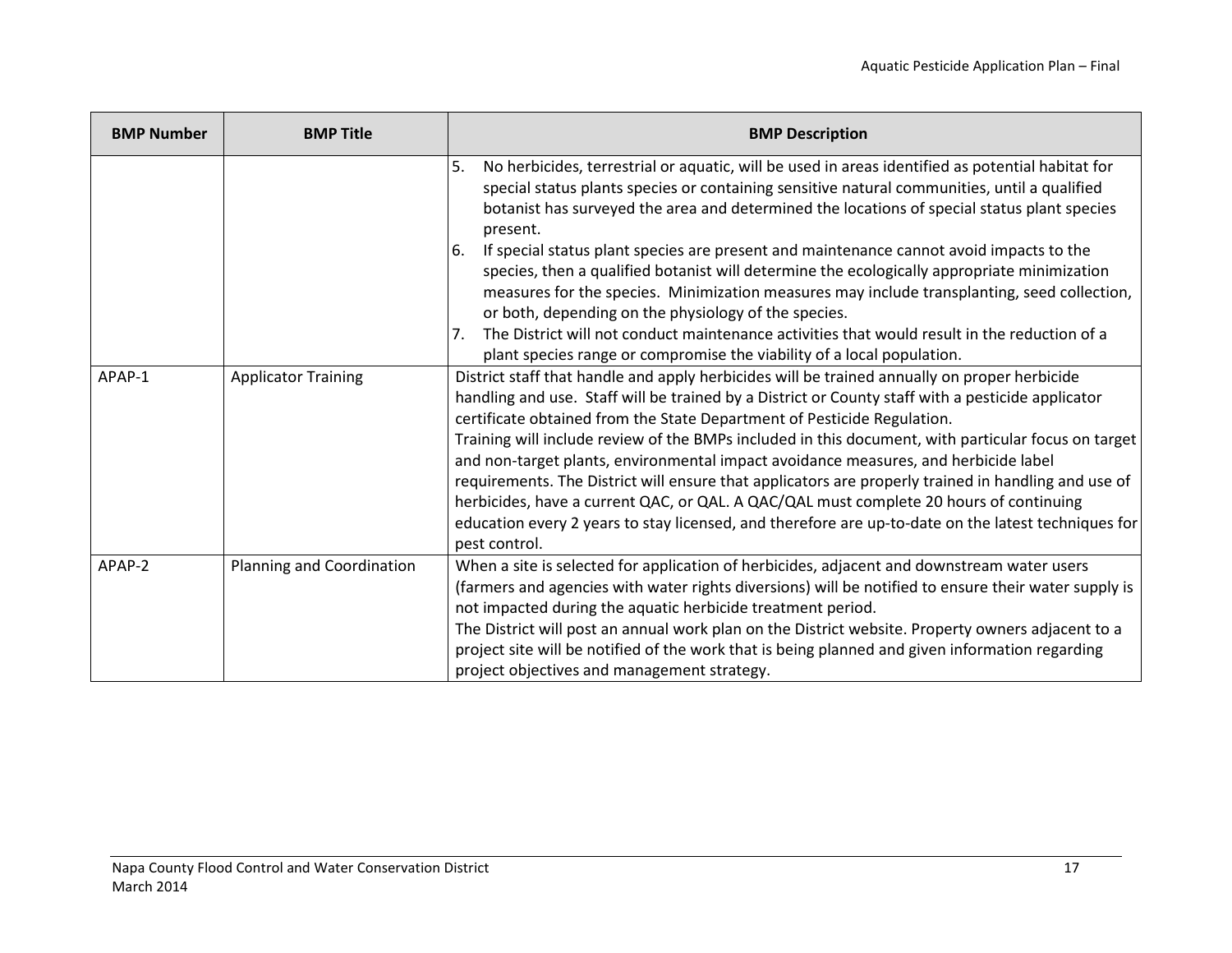| BMP Number | BMP Title | BMP Description |
| --- | --- | --- |
| | | 5. No herbicides, terrestrial or aquatic, will be used in areas identified as potential habitat for special status plants species or containing sensitive natural communities, until a qualified botanist has surveyed the area and determined the locations of special status plant species present.<br>6. If special status plant species are present and maintenance cannot avoid impacts to the species, then a qualified botanist will determine the ecologically appropriate minimization measures for the species. Minimization measures may include transplanting, seed collection, or both, depending on the physiology of the species.<br>7. The District will not conduct maintenance activities that would result in the reduction of a plant species range or compromise the viability of a local population. |
| APAP-1 | Applicator Training | District staff that handle and apply herbicides will be trained annually on proper herbicide handling and use. Staff will be trained by a District or County staff with a pesticide applicator certificate obtained from the State Department of Pesticide Regulation.<br>Training will include review of the BMPs included in this document, with particular focus on target and non-target plants, environmental impact avoidance measures, and herbicide label requirements. The District will ensure that applicators are properly trained in handling and use of herbicides, have a current QAC, or QAL. A QAC/QAL must complete 20 hours of continuing education every 2 years to stay licensed, and therefore are up-to-date on the latest techniques for pest control. |
| APAP-2 | Planning and Coordination | When a site is selected for application of herbicides, adjacent and downstream water users (farmers and agencies with water rights diversions) will be notified to ensure their water supply is not impacted during the aquatic herbicide treatment period.<br>The District will post an annual work plan on the District website. Property owners adjacent to a project site will be notified of the work that is being planned and given information regarding project objectives and management strategy. |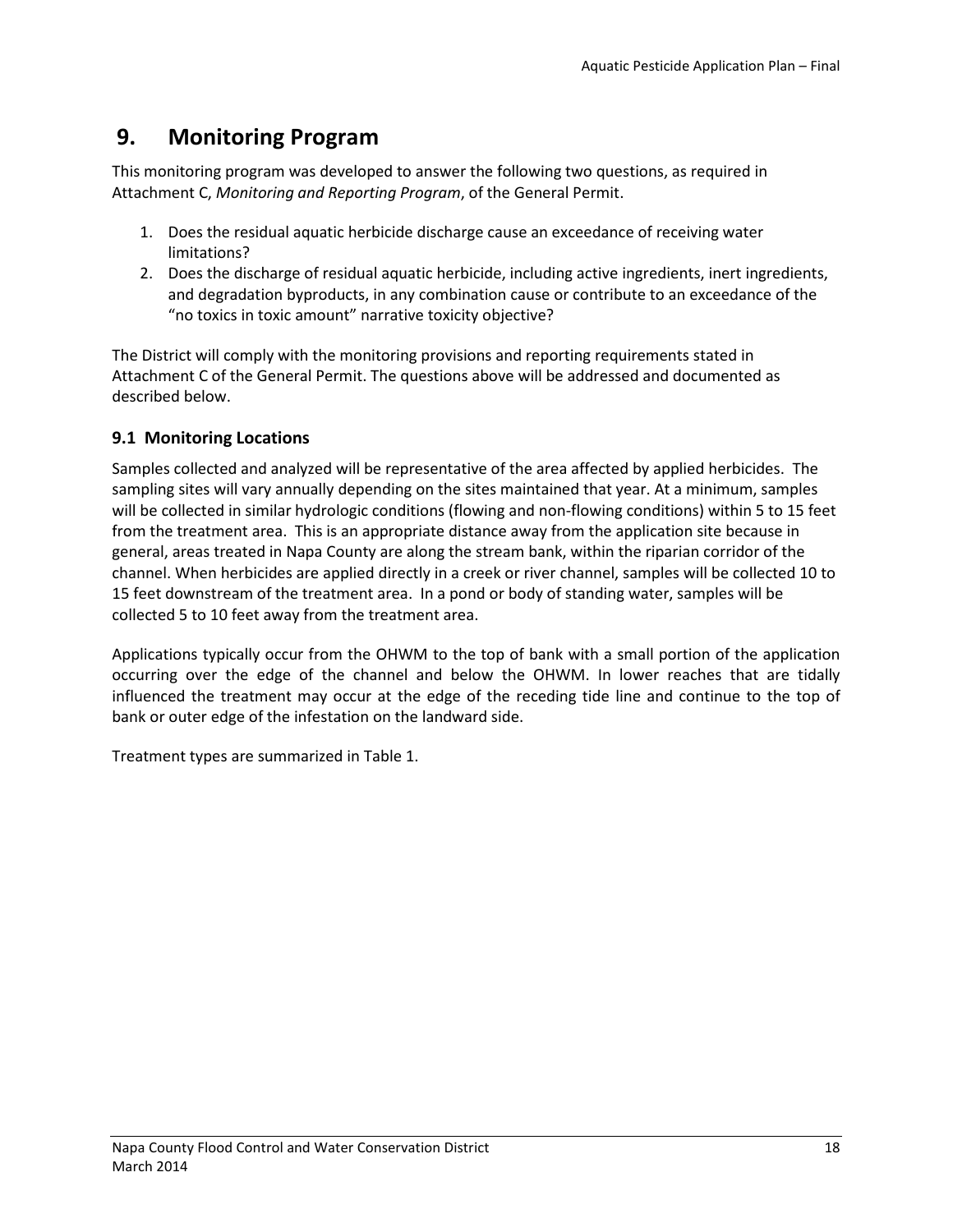# 9. Monitoring Program

This monitoring program was developed to answer the following two questions, as required in Attachment C, *Monitoring and Reporting Program*, of the General Permit.

1. Does the residual aquatic herbicide discharge cause an exceedance of receiving water limitations?
2. Does the discharge of residual aquatic herbicide, including active ingredients, inert ingredients, and degradation byproducts, in any combination cause or contribute to an exceedance of the "no toxics in toxic amount" narrative toxicity objective?

The District will comply with the monitoring provisions and reporting requirements stated in Attachment C of the General Permit. The questions above will be addressed and documented as described below.

## 9.1 Monitoring Locations

Samples collected and analyzed will be representative of the area affected by applied herbicides. The sampling sites will vary annually depending on the sites maintained that year. At a minimum, samples will be collected in similar hydrologic conditions (flowing and non-flowing conditions) within 5 to 15 feet from the treatment area. This is an appropriate distance away from the application site because in general, areas treated in Napa County are along the stream bank, within the riparian corridor of the channel. When herbicides are applied directly in a creek or river channel, samples will be collected 10 to 15 feet downstream of the treatment area. In a pond or body of standing water, samples will be collected 5 to 10 feet away from the treatment area.

Applications typically occur from the OHWM to the top of bank with a small portion of the application occurring over the edge of the channel and below the OHWM. In lower reaches that are tidally influenced the treatment may occur at the edge of the receding tide line and continue to the top of bank or outer edge of the infestation on the landward side.

Treatment types are summarized in Table 1.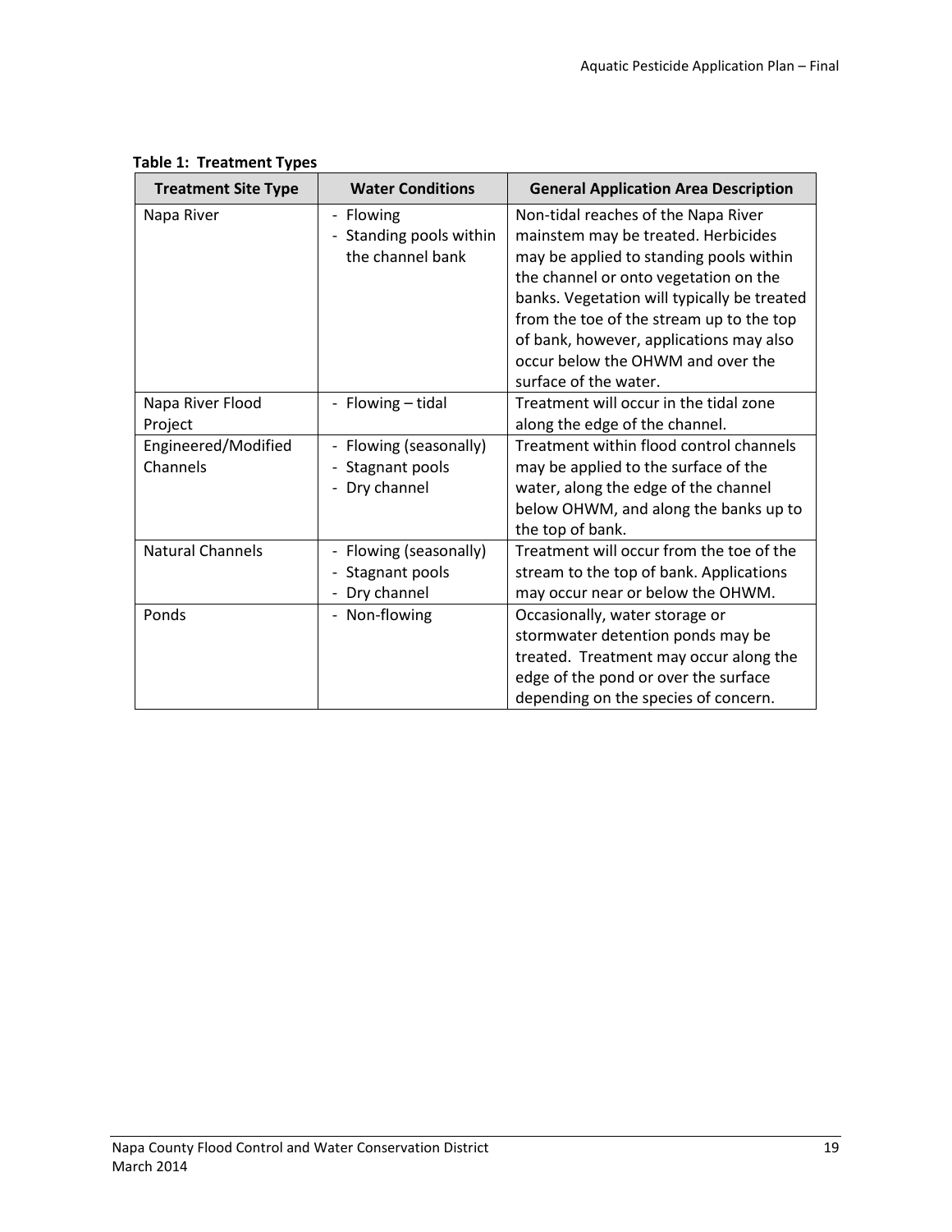**Table 1: Treatment Types**

| Treatment Site Type | Water Conditions | General Application Area Description |
|---|---|---|
| Napa River | - Flowing<br>- Standing pools within the channel bank | Non-tidal reaches of the Napa River mainstem may be treated. Herbicides may be applied to standing pools within the channel or onto vegetation on the banks. Vegetation will typically be treated from the toe of the stream up to the top of bank, however, applications may also occur below the OHWM and over the surface of the water. |
| Napa River Flood Project | - Flowing – tidal | Treatment will occur in the tidal zone along the edge of the channel. |
| Engineered/Modified Channels | - Flowing (seasonally)<br>- Stagnant pools<br>- Dry channel | Treatment within flood control channels may be applied to the surface of the water, along the edge of the channel below OHWM, and along the banks up to the top of bank. |
| Natural Channels | - Flowing (seasonally)<br>- Stagnant pools<br>- Dry channel | Treatment will occur from the toe of the stream to the top of bank. Applications may occur near or below the OHWM. |
| Ponds | - Non-flowing | Occasionally, water storage or stormwater detention ponds may be treated. Treatment may occur along the edge of the pond or over the surface depending on the species of concern. |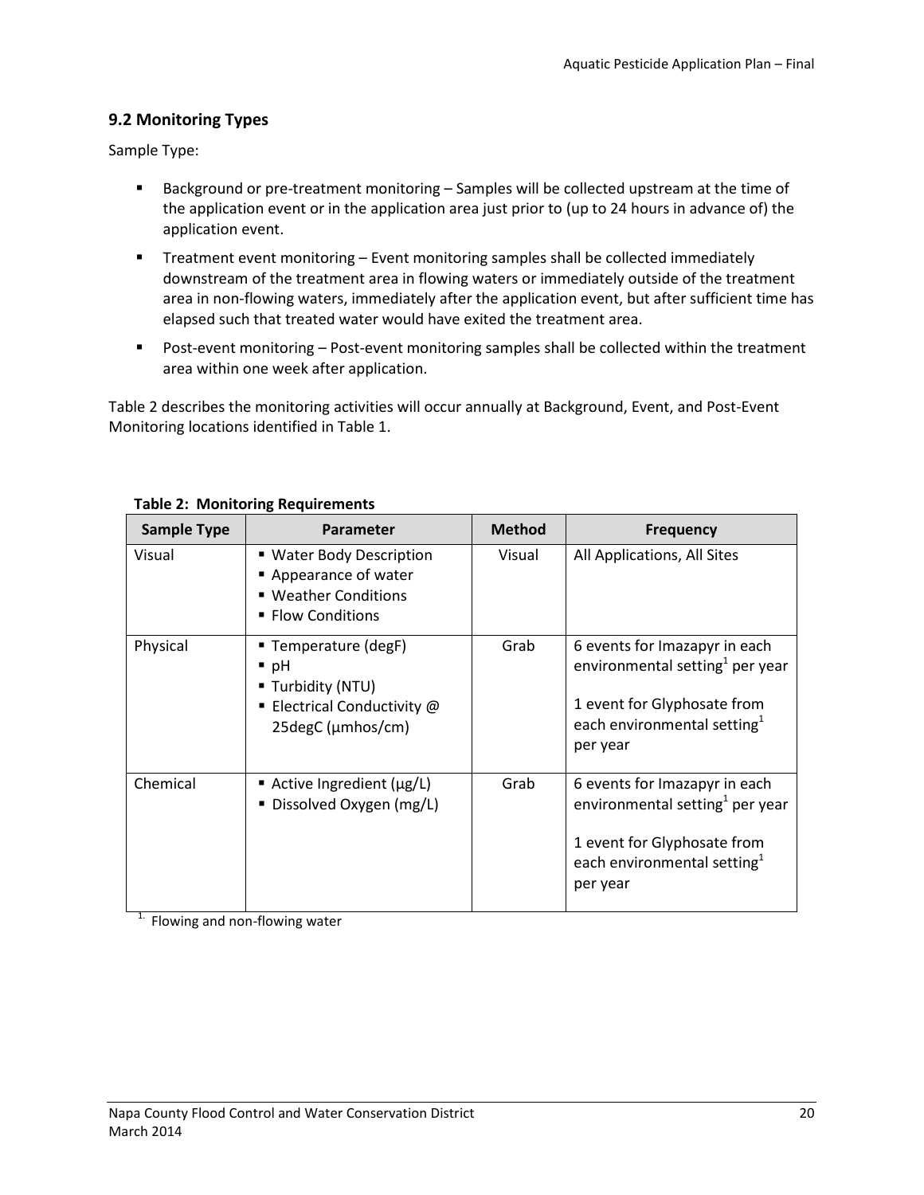## 9.2 Monitoring Types

Sample Type:

- Background or pre-treatment monitoring – Samples will be collected upstream at the time of the application event or in the application area just prior to (up to 24 hours in advance of) the application event.
- Treatment event monitoring – Event monitoring samples shall be collected immediately downstream of the treatment area in flowing waters or immediately outside of the treatment area in non-flowing waters, immediately after the application event, but after sufficient time has elapsed such that treated water would have exited the treatment area.
- Post-event monitoring – Post-event monitoring samples shall be collected within the treatment area within one week after application.

Table 2 describes the monitoring activities will occur annually at Background, Event, and Post-Event Monitoring locations identified in Table 1.

**Table 2: Monitoring Requirements**

| Sample Type | Parameter | Method | Frequency |
|---|---|---|---|
| Visual | ▪ Water Body Description<br>▪ Appearance of water<br>▪ Weather Conditions<br>▪ Flow Conditions | Visual | All Applications, All Sites |
| Physical | ▪ Temperature (degF)<br>▪ pH<br>▪ Turbidity (NTU)<br>▪ Electrical Conductivity @ 25degC (µmhos/cm) | Grab | 6 events for Imazapyr in each environmental setting[1] per year<br><br>1 event for Glyphosate from each environmental setting[1] per year |
| Chemical | ▪ Active Ingredient (µg/L)<br>▪ Dissolved Oxygen (mg/L) | Grab | 6 events for Imazapyr in each environmental setting[1] per year<br><br>1 event for Glyphosate from each environmental setting[1] per year |

[1] Flowing and non-flowing water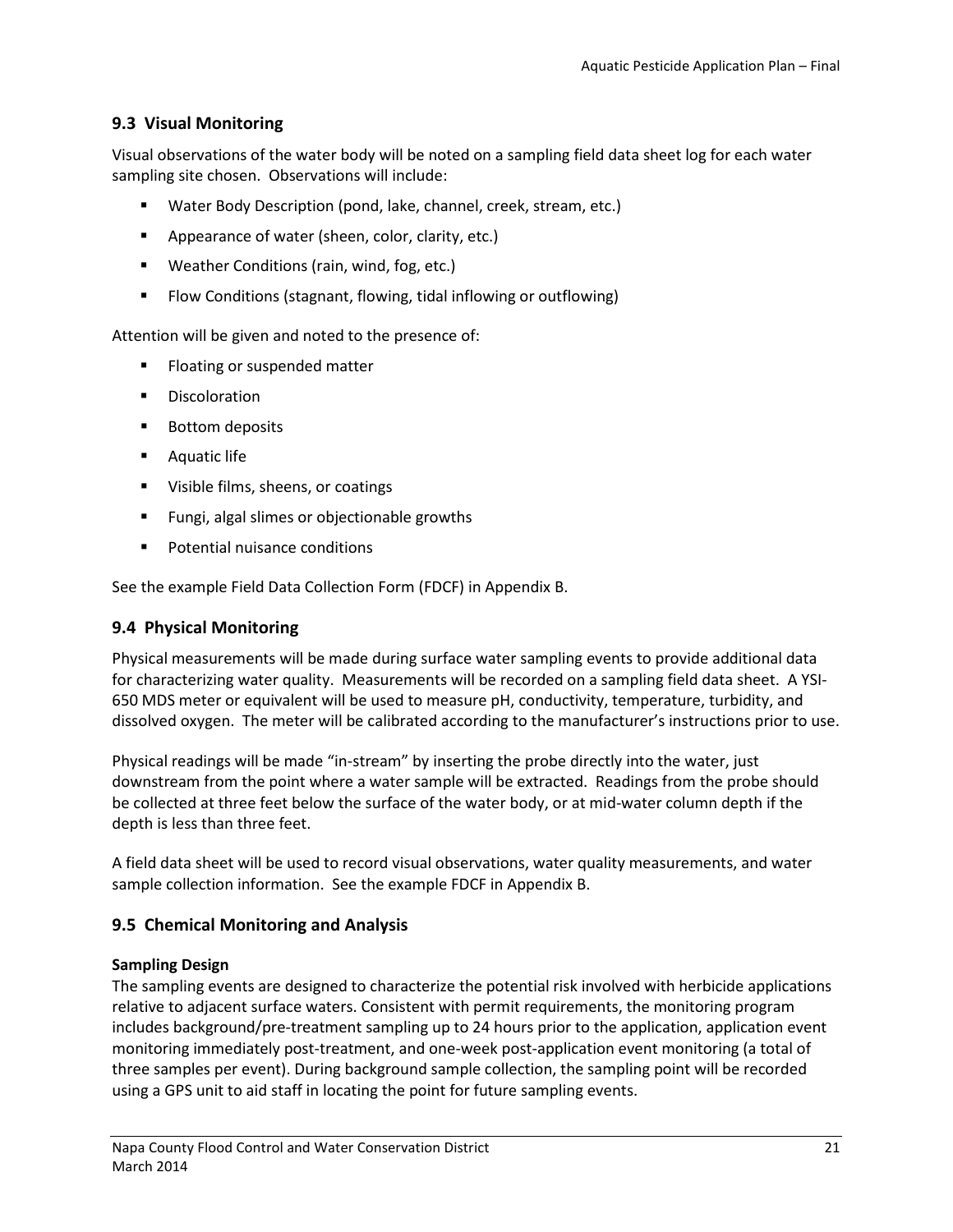## 9.3 Visual Monitoring

Visual observations of the water body will be noted on a sampling field data sheet log for each water sampling site chosen. Observations will include:

- Water Body Description (pond, lake, channel, creek, stream, etc.)
- Appearance of water (sheen, color, clarity, etc.)
- Weather Conditions (rain, wind, fog, etc.)
- Flow Conditions (stagnant, flowing, tidal inflowing or outflowing)

Attention will be given and noted to the presence of:

- Floating or suspended matter
- Discoloration
- Bottom deposits
- Aquatic life
- Visible films, sheens, or coatings
- Fungi, algal slimes or objectionable growths
- Potential nuisance conditions

See the example Field Data Collection Form (FDCF) in Appendix B.

## 9.4 Physical Monitoring

Physical measurements will be made during surface water sampling events to provide additional data for characterizing water quality. Measurements will be recorded on a sampling field data sheet. A YSI-650 MDS meter or equivalent will be used to measure pH, conductivity, temperature, turbidity, and dissolved oxygen. The meter will be calibrated according to the manufacturer's instructions prior to use.

Physical readings will be made "in-stream" by inserting the probe directly into the water, just downstream from the point where a water sample will be extracted. Readings from the probe should be collected at three feet below the surface of the water body, or at mid-water column depth if the depth is less than three feet.

A field data sheet will be used to record visual observations, water quality measurements, and water sample collection information. See the example FDCF in Appendix B.

## 9.5 Chemical Monitoring and Analysis

**Sampling Design**

The sampling events are designed to characterize the potential risk involved with herbicide applications relative to adjacent surface waters. Consistent with permit requirements, the monitoring program includes background/pre-treatment sampling up to 24 hours prior to the application, application event monitoring immediately post-treatment, and one-week post-application event monitoring (a total of three samples per event). During background sample collection, the sampling point will be recorded using a GPS unit to aid staff in locating the point for future sampling events.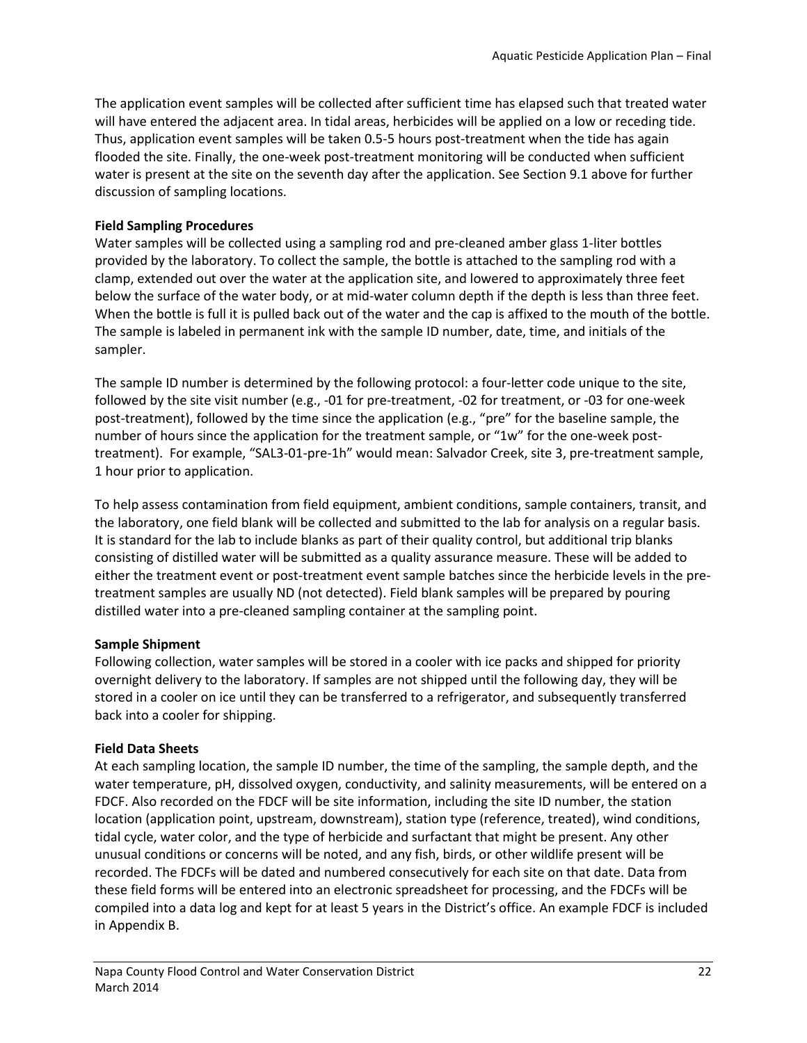The application event samples will be collected after sufficient time has elapsed such that treated water will have entered the adjacent area. In tidal areas, herbicides will be applied on a low or receding tide. Thus, application event samples will be taken 0.5-5 hours post-treatment when the tide has again flooded the site. Finally, the one-week post-treatment monitoring will be conducted when sufficient water is present at the site on the seventh day after the application. See Section 9.1 above for further discussion of sampling locations.

**Field Sampling Procedures**

Water samples will be collected using a sampling rod and pre-cleaned amber glass 1-liter bottles provided by the laboratory. To collect the sample, the bottle is attached to the sampling rod with a clamp, extended out over the water at the application site, and lowered to approximately three feet below the surface of the water body, or at mid-water column depth if the depth is less than three feet. When the bottle is full it is pulled back out of the water and the cap is affixed to the mouth of the bottle. The sample is labeled in permanent ink with the sample ID number, date, time, and initials of the sampler.

The sample ID number is determined by the following protocol: a four-letter code unique to the site, followed by the site visit number (e.g., -01 for pre-treatment, -02 for treatment, or -03 for one-week post-treatment), followed by the time since the application (e.g., "pre" for the baseline sample, the number of hours since the application for the treatment sample, or "1w" for the one-week post-treatment). For example, "SAL3-01-pre-1h" would mean: Salvador Creek, site 3, pre-treatment sample, 1 hour prior to application.

To help assess contamination from field equipment, ambient conditions, sample containers, transit, and the laboratory, one field blank will be collected and submitted to the lab for analysis on a regular basis. It is standard for the lab to include blanks as part of their quality control, but additional trip blanks consisting of distilled water will be submitted as a quality assurance measure. These will be added to either the treatment event or post-treatment event sample batches since the herbicide levels in the pre-treatment samples are usually ND (not detected). Field blank samples will be prepared by pouring distilled water into a pre-cleaned sampling container at the sampling point.

**Sample Shipment**

Following collection, water samples will be stored in a cooler with ice packs and shipped for priority overnight delivery to the laboratory. If samples are not shipped until the following day, they will be stored in a cooler on ice until they can be transferred to a refrigerator, and subsequently transferred back into a cooler for shipping.

**Field Data Sheets**

At each sampling location, the sample ID number, the time of the sampling, the sample depth, and the water temperature, pH, dissolved oxygen, conductivity, and salinity measurements, will be entered on a FDCF. Also recorded on the FDCF will be site information, including the site ID number, the station location (application point, upstream, downstream), station type (reference, treated), wind conditions, tidal cycle, water color, and the type of herbicide and surfactant that might be present. Any other unusual conditions or concerns will be noted, and any fish, birds, or other wildlife present will be recorded. The FDCFs will be dated and numbered consecutively for each site on that date. Data from these field forms will be entered into an electronic spreadsheet for processing, and the FDCFs will be compiled into a data log and kept for at least 5 years in the District's office. An example FDCF is included in Appendix B.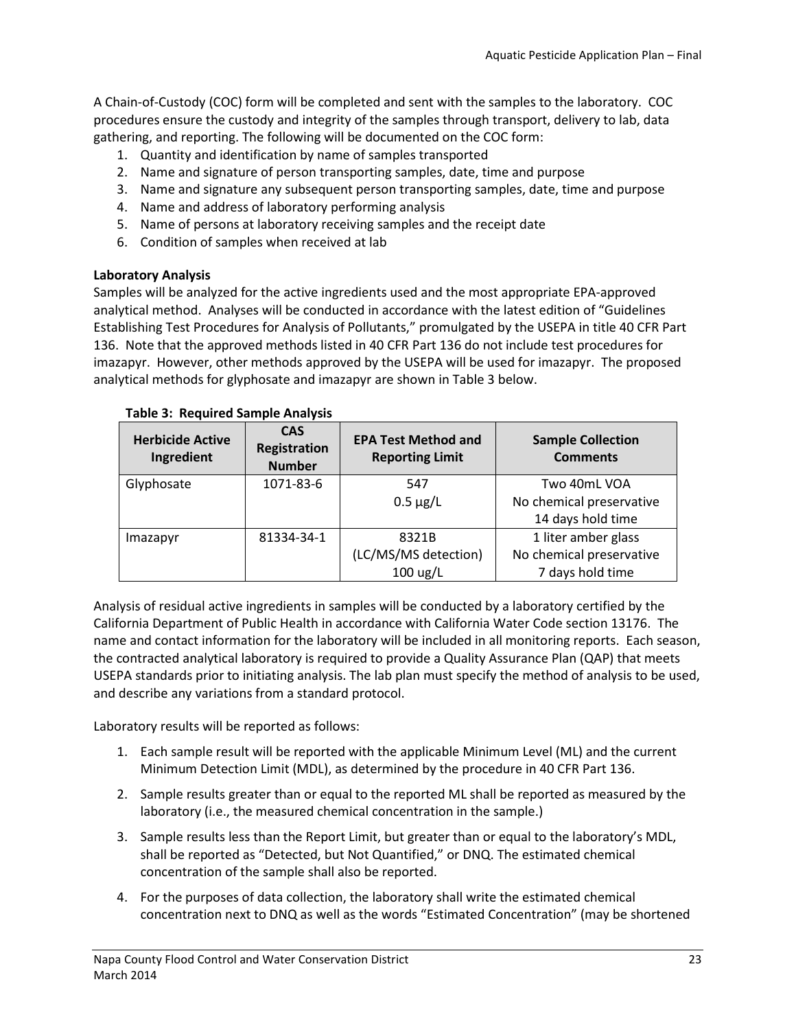A Chain-of-Custody (COC) form will be completed and sent with the samples to the laboratory. COC procedures ensure the custody and integrity of the samples through transport, delivery to lab, data gathering, and reporting. The following will be documented on the COC form:

1. Quantity and identification by name of samples transported
2. Name and signature of person transporting samples, date, time and purpose
3. Name and signature any subsequent person transporting samples, date, time and purpose
4. Name and address of laboratory performing analysis
5. Name of persons at laboratory receiving samples and the receipt date
6. Condition of samples when received at lab

**Laboratory Analysis**

Samples will be analyzed for the active ingredients used and the most appropriate EPA-approved analytical method. Analyses will be conducted in accordance with the latest edition of "Guidelines Establishing Test Procedures for Analysis of Pollutants," promulgated by the USEPA in title 40 CFR Part 136. Note that the approved methods listed in 40 CFR Part 136 do not include test procedures for imazapyr. However, other methods approved by the USEPA will be used for imazapyr. The proposed analytical methods for glyphosate and imazapyr are shown in Table 3 below.

**Table 3: Required Sample Analysis**

| Herbicide Active Ingredient | CAS Registration Number | EPA Test Method and Reporting Limit | Sample Collection Comments |
|---|---|---|---|
| Glyphosate | 1071-83-6 | 547<br>0.5 µg/L | Two 40mL VOA<br>No chemical preservative<br>14 days hold time |
| Imazapyr | 81334-34-1 | 8321B<br>(LC/MS/MS detection)<br>100 ug/L | 1 liter amber glass<br>No chemical preservative<br>7 days hold time |

Analysis of residual active ingredients in samples will be conducted by a laboratory certified by the California Department of Public Health in accordance with California Water Code section 13176. The name and contact information for the laboratory will be included in all monitoring reports. Each season, the contracted analytical laboratory is required to provide a Quality Assurance Plan (QAP) that meets USEPA standards prior to initiating analysis. The lab plan must specify the method of analysis to be used, and describe any variations from a standard protocol.

Laboratory results will be reported as follows:

1. Each sample result will be reported with the applicable Minimum Level (ML) and the current Minimum Detection Limit (MDL), as determined by the procedure in 40 CFR Part 136.
2. Sample results greater than or equal to the reported ML shall be reported as measured by the laboratory (i.e., the measured chemical concentration in the sample.)
3. Sample results less than the Report Limit, but greater than or equal to the laboratory's MDL, shall be reported as "Detected, but Not Quantified," or DNQ. The estimated chemical concentration of the sample shall also be reported.
4. For the purposes of data collection, the laboratory shall write the estimated chemical concentration next to DNQ as well as the words "Estimated Concentration" (may be shortened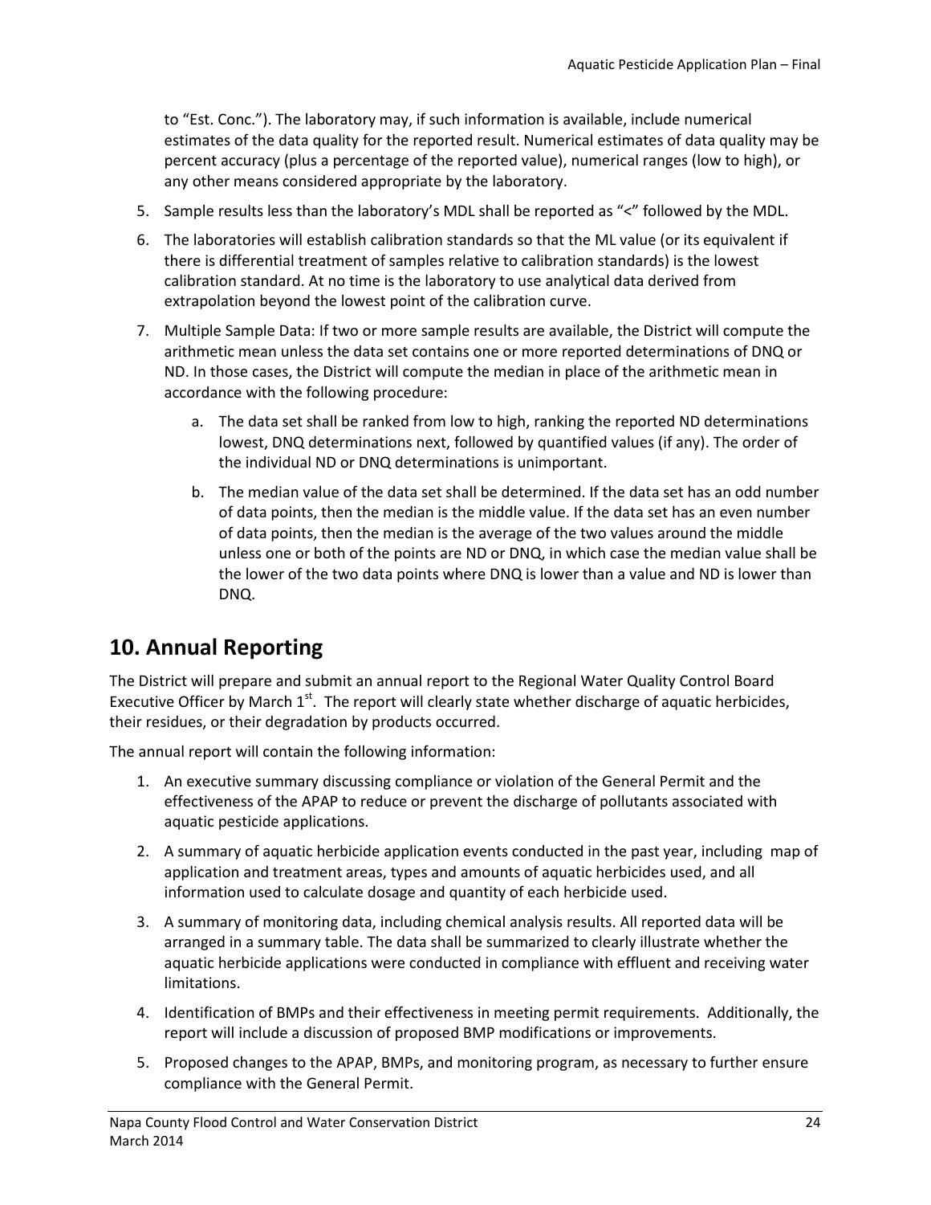to "Est. Conc."). The laboratory may, if such information is available, include numerical estimates of the data quality for the reported result. Numerical estimates of data quality may be percent accuracy (plus a percentage of the reported value), numerical ranges (low to high), or any other means considered appropriate by the laboratory.

5. Sample results less than the laboratory's MDL shall be reported as "<" followed by the MDL.
6. The laboratories will establish calibration standards so that the ML value (or its equivalent if there is differential treatment of samples relative to calibration standards) is the lowest calibration standard. At no time is the laboratory to use analytical data derived from extrapolation beyond the lowest point of the calibration curve.
7. Multiple Sample Data: If two or more sample results are available, the District will compute the arithmetic mean unless the data set contains one or more reported determinations of DNQ or ND. In those cases, the District will compute the median in place of the arithmetic mean in accordance with the following procedure:
   a. The data set shall be ranked from low to high, ranking the reported ND determinations lowest, DNQ determinations next, followed by quantified values (if any). The order of the individual ND or DNQ determinations is unimportant.
   b. The median value of the data set shall be determined. If the data set has an odd number of data points, then the median is the middle value. If the data set has an even number of data points, then the median is the average of the two values around the middle unless one or both of the points are ND or DNQ, in which case the median value shall be the lower of the two data points where DNQ is lower than a value and ND is lower than DNQ.

# 10. Annual Reporting

The District will prepare and submit an annual report to the Regional Water Quality Control Board Executive Officer by March 1st. The report will clearly state whether discharge of aquatic herbicides, their residues, or their degradation by products occurred.

The annual report will contain the following information:

1. An executive summary discussing compliance or violation of the General Permit and the effectiveness of the APAP to reduce or prevent the discharge of pollutants associated with aquatic pesticide applications.
2. A summary of aquatic herbicide application events conducted in the past year, including map of application and treatment areas, types and amounts of aquatic herbicides used, and all information used to calculate dosage and quantity of each herbicide used.
3. A summary of monitoring data, including chemical analysis results. All reported data will be arranged in a summary table. The data shall be summarized to clearly illustrate whether the aquatic herbicide applications were conducted in compliance with effluent and receiving water limitations.
4. Identification of BMPs and their effectiveness in meeting permit requirements. Additionally, the report will include a discussion of proposed BMP modifications or improvements.
5. Proposed changes to the APAP, BMPs, and monitoring program, as necessary to further ensure compliance with the General Permit.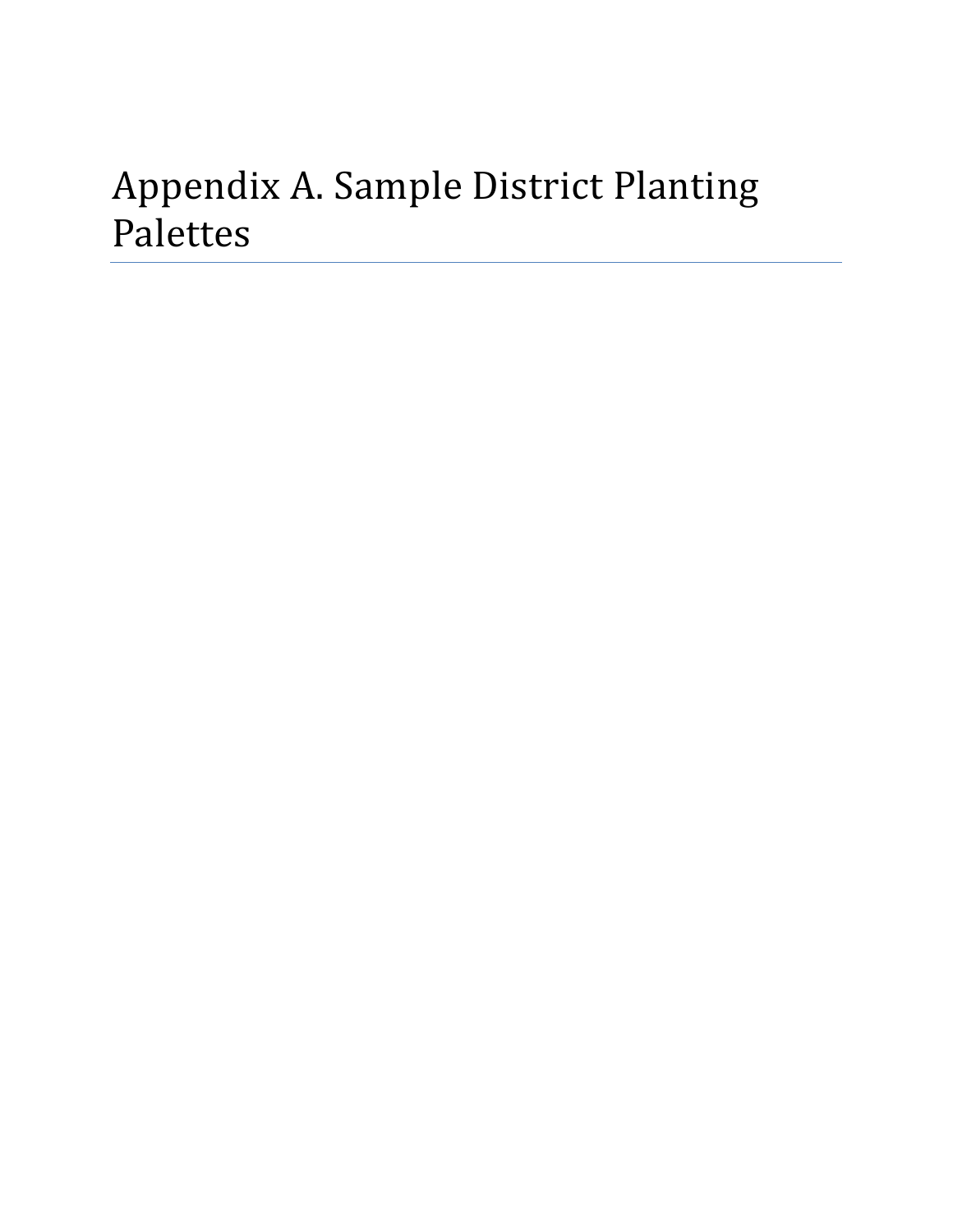# Appendix A. Sample District Planting Palettes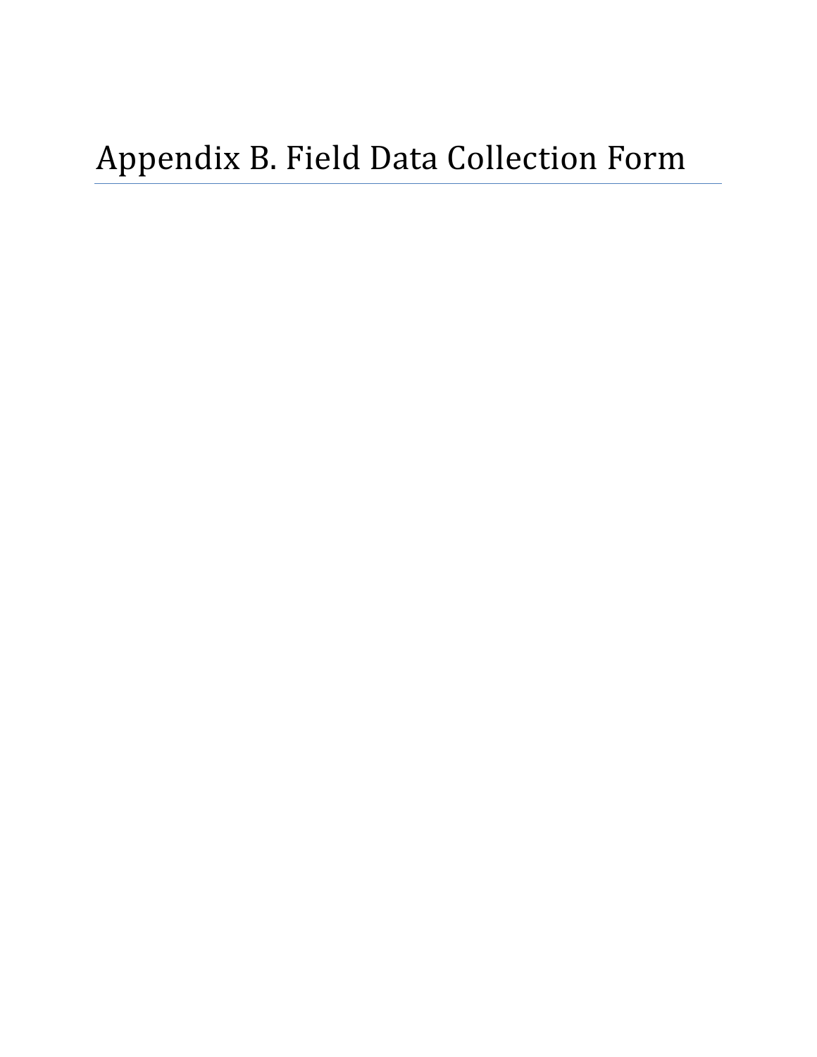# Appendix B. Field Data Collection Form